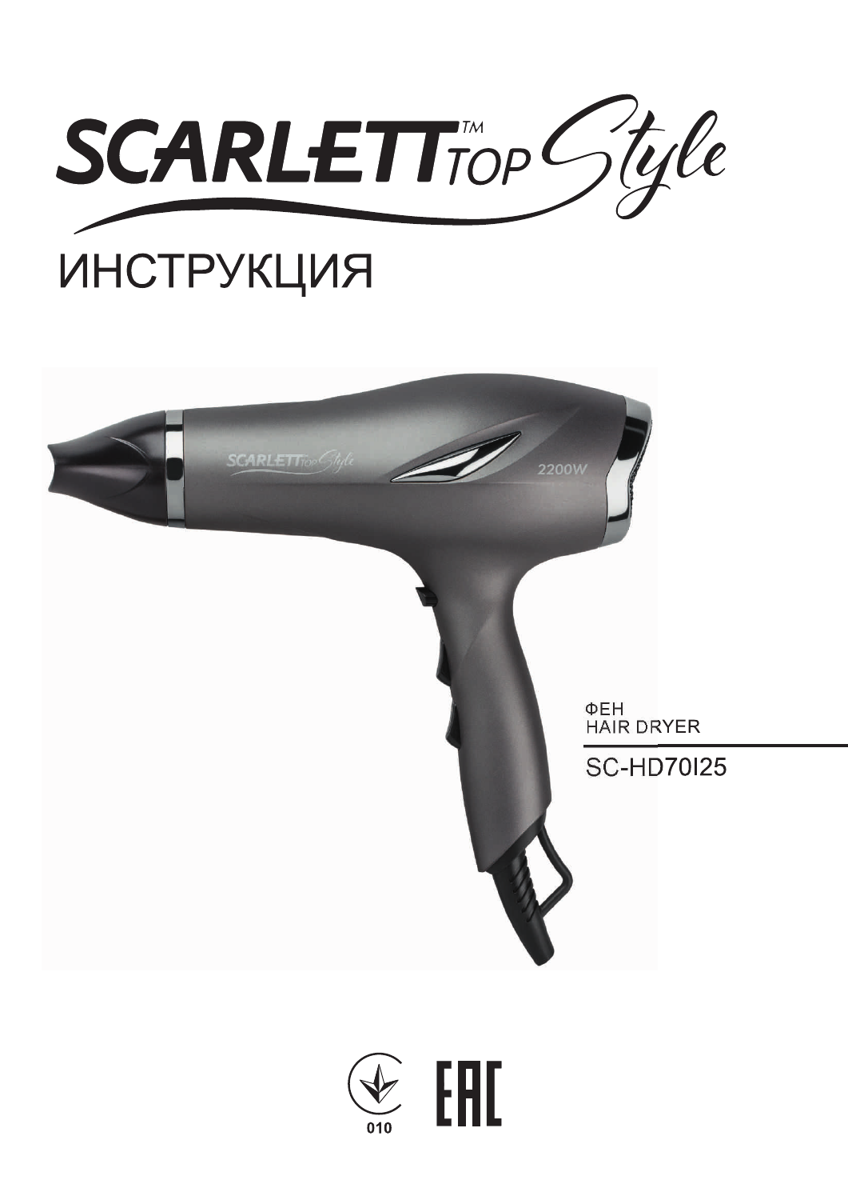# SCARLETT™ TOP Style

# ИНСТРУКЦИЯ

ФЕН
HAIR DRYER

SC-HD70I25

010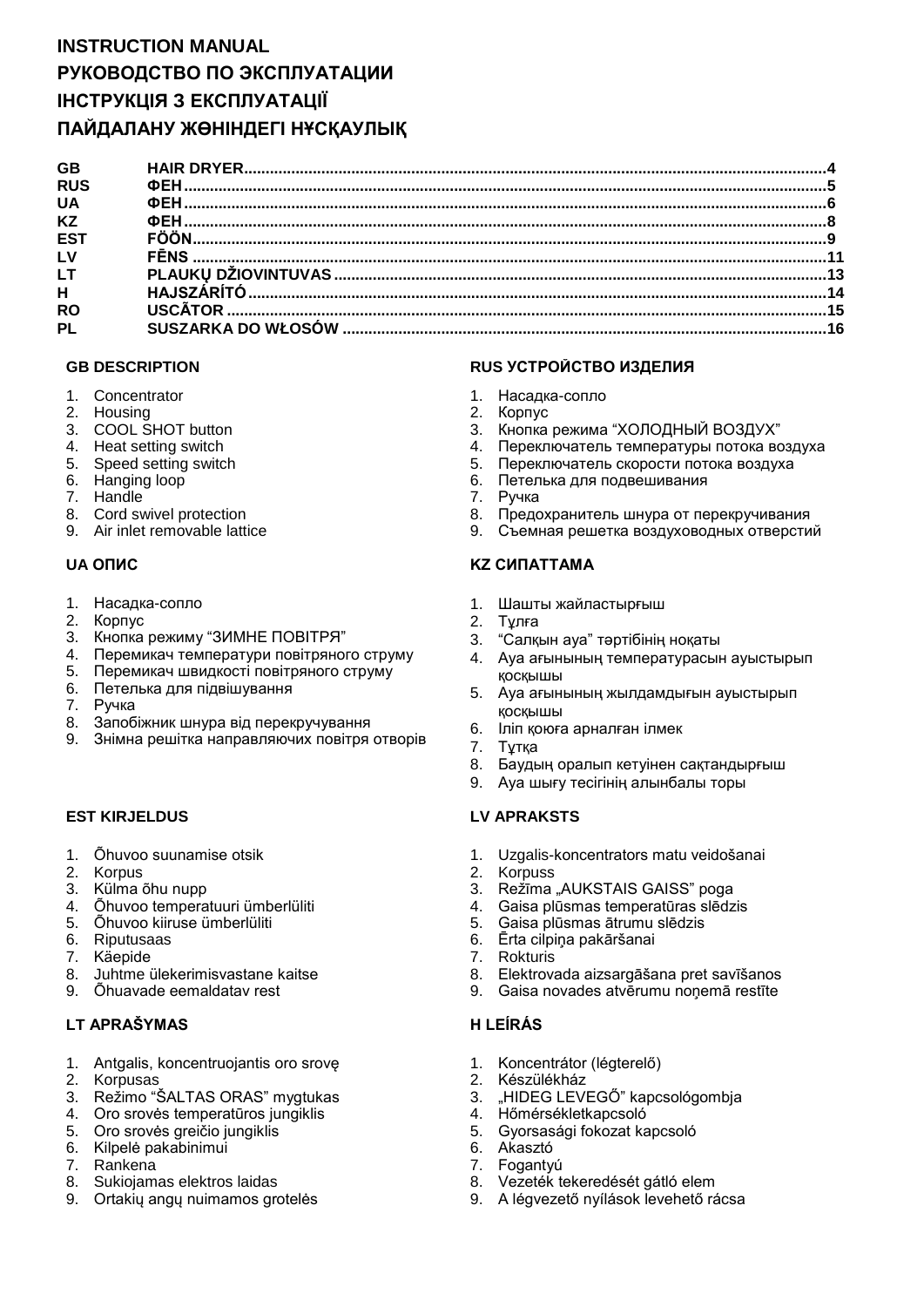# INSTRUCTION MANUAL
# РУКОВОДСТВО ПО ЭКСПЛУАТАЦИИ
# ІНСТРУКЦІЯ З ЕКСПЛУАТАЦІЇ
# ПАЙДАЛАНУ ЖӨНІНДЕГІ НҰСҚАУЛЫҚ

| | | |
|---|---|---|
| GB | HAIR DRYER | 4 |
| RUS | ФЕН | 5 |
| UA | ФЕН | 6 |
| KZ | ФЕН | 8 |
| EST | FÖÖN | 9 |
| LV | FĒNS | 11 |
| LT | PLAUKŲ DŽIOVINTUVAS | 13 |
| H | HAJSZÁRÍTÓ | 14 |
| RO | USCĂTOR | 15 |
| PL | SUSZARKA DO WŁOSÓW | 16 |

### GB DESCRIPTION

1. Concentrator
2. Housing
3. COOL SHOT button
4. Heat setting switch
5. Speed setting switch
6. Hanging loop
7. Handle
8. Cord swivel protection
9. Air inlet removable lattice

### RUS УСТРОЙСТВО ИЗДЕЛИЯ

1. Насадка-сопло
2. Корпус
3. Кнопка режима “ХОЛОДНЫЙ ВОЗДУХ”
4. Переключатель температуры потока воздуха
5. Переключатель скорости потока воздуха
6. Петелька для подвешивания
7. Ручка
8. Предохранитель шнура от перекручивания
9. Съемная решетка воздуховодных отверстий

### UA ОПИС

1. Насадка-сопло
2. Корпус
3. Кнопка режиму “ЗИМНЕ ПОВІТРЯ”
4. Перемикач температури повітряного струму
5. Перемикач швидкості повітряного струму
6. Петелька для підвішування
7. Ручка
8. Запобіжник шнура від перекручування
9. Знімна решітка направляючих повітря отворів

### KZ СИПАТТАМА

1. Шашты жайластырғыш
2. Тұлға
3. “Салқын ауа” тәртібінің ноқаты
4. Ауа ағынының температурасын ауыстырып қосқышы
5. Ауа ағынының жылдамдығын ауыстырып қосқышы
6. Іліп қоюға арналған ілмек
7. Тұтқа
8. Баудың оралып кетуінен сақтандырғыш
9. Ауа шығу тесігінің алынбалы торы

### EST KIRJELDUS

1. Õhuvoo suunamise otsik
2. Korpus
3. Külma õhu nupp
4. Õhuvoo temperatuuri ümberlüliti
5. Õhuvoo kiiruse ümberlüliti
6. Riputusaas
7. Käepide
8. Juhtme ülekerimisvastane kaitse
9. Õhuavade eemaldatav rest

### LV APRAKSTS

1. Uzgalis-koncentrators matu veidošanai
2. Korpuss
3. Režīma „AUKSTAIS GAISS" poga
4. Gaisa plūsmas temperatūras slēdzis
5. Gaisa plūsmas ātrumu slēdzis
6. Ērta cilpiņa pakāršanai
7. Rokturis
8. Elektrovada aizsargāšana pret savīšanos
9. Gaisa novades atvērumu noņemā restīte

### LT APRAŠYMAS

1. Antgalis, koncentruojantis oro srovę
2. Korpusas
3. Režimo “ŠALTAS ORAS” mygtukas
4. Oro srovės temperatūros jungiklis
5. Oro srovės greičio jungiklis
6. Kilpelė pakabinimui
7. Rankena
8. Sukiojamas elektros laidas
9. Ortakių angų nuimamos grotelės

### H LEÍRÁS

1. Koncentrátor (légterelő)
2. Készülékház
3. „HIDEG LEVEGŐ" kapcsológombja
4. Hőmérsékletkapcsoló
5. Gyorsasági fokozat kapcsoló
6. Akasztó
7. Fogantyú
8. Vezeték tekeredését gátló elem
9. A légvezető nyílások levehető rácsa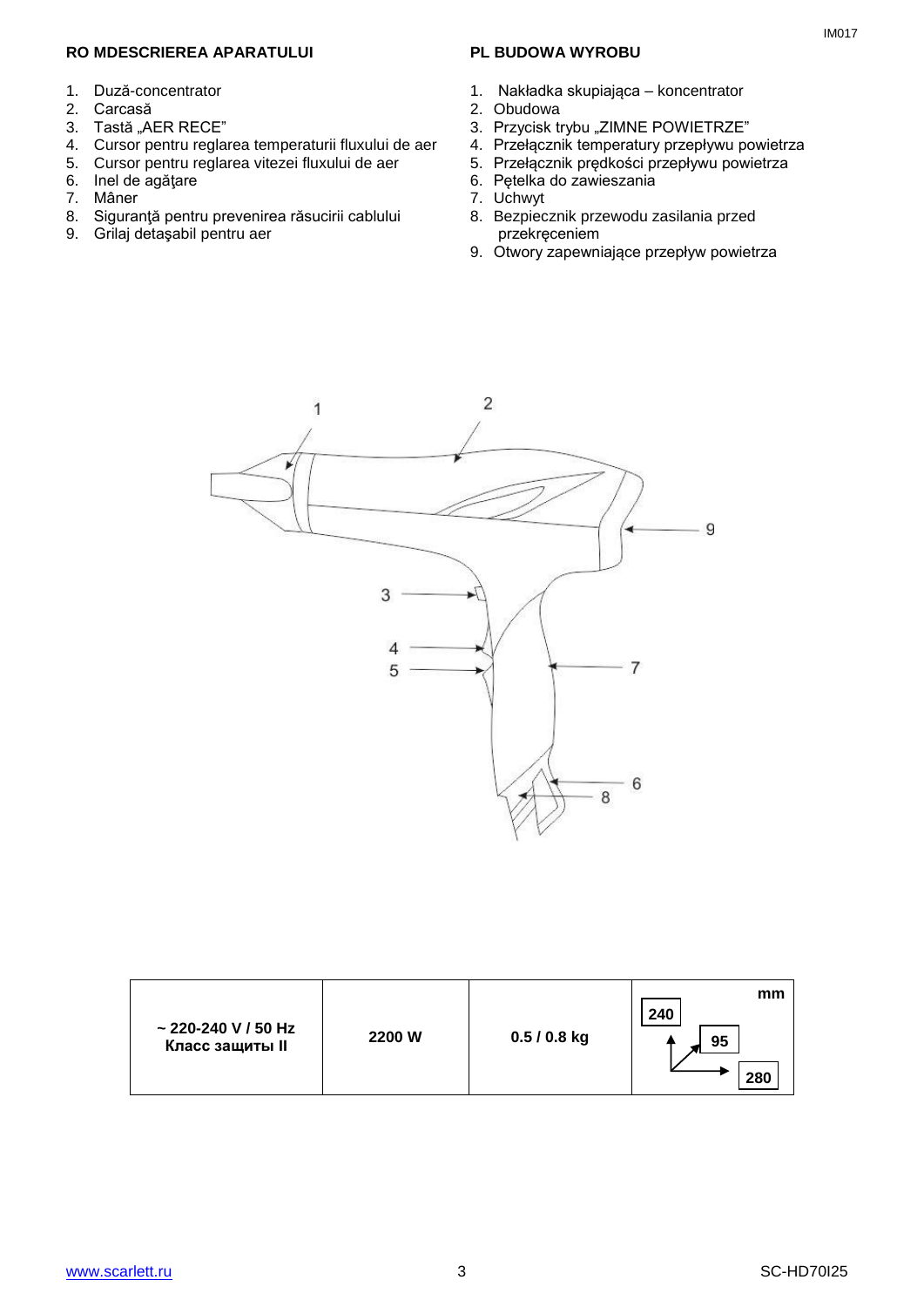## RO MDESCRIEREA APARATULUI

1. Duză-concentrator
2. Carcasă
3. Tastă „AER RECE"
4. Cursor pentru reglarea temperaturii fluxului de aer
5. Cursor pentru reglarea vitezei fluxului de aer
6. Inel de agăţare
7. Mâner
8. Siguranţă pentru prevenirea răsucirii cablului
9. Grilaj detaşabil pentru aer

## PL BUDOWA WYROBU

1. Nakładka skupiająca – koncentrator
2. Obudowa
3. Przycisk trybu „ZIMNE POWIETRZE"
4. Przełącznik temperatury przepływu powietrza
5. Przełącznik prędkości przepływu powietrza
6. Pętelka do zawieszania
7. Uchwyt
8. Bezpiecznik przewodu zasilania przed przekręceniem
9. Otwory zapewniające przepływ powietrza

| ~ 220-240 V / 50 Hz Класс защиты II | 2200 W | 0.5 / 0.8 kg | mm 240 / 95 / 280 |
|---|---|---|---|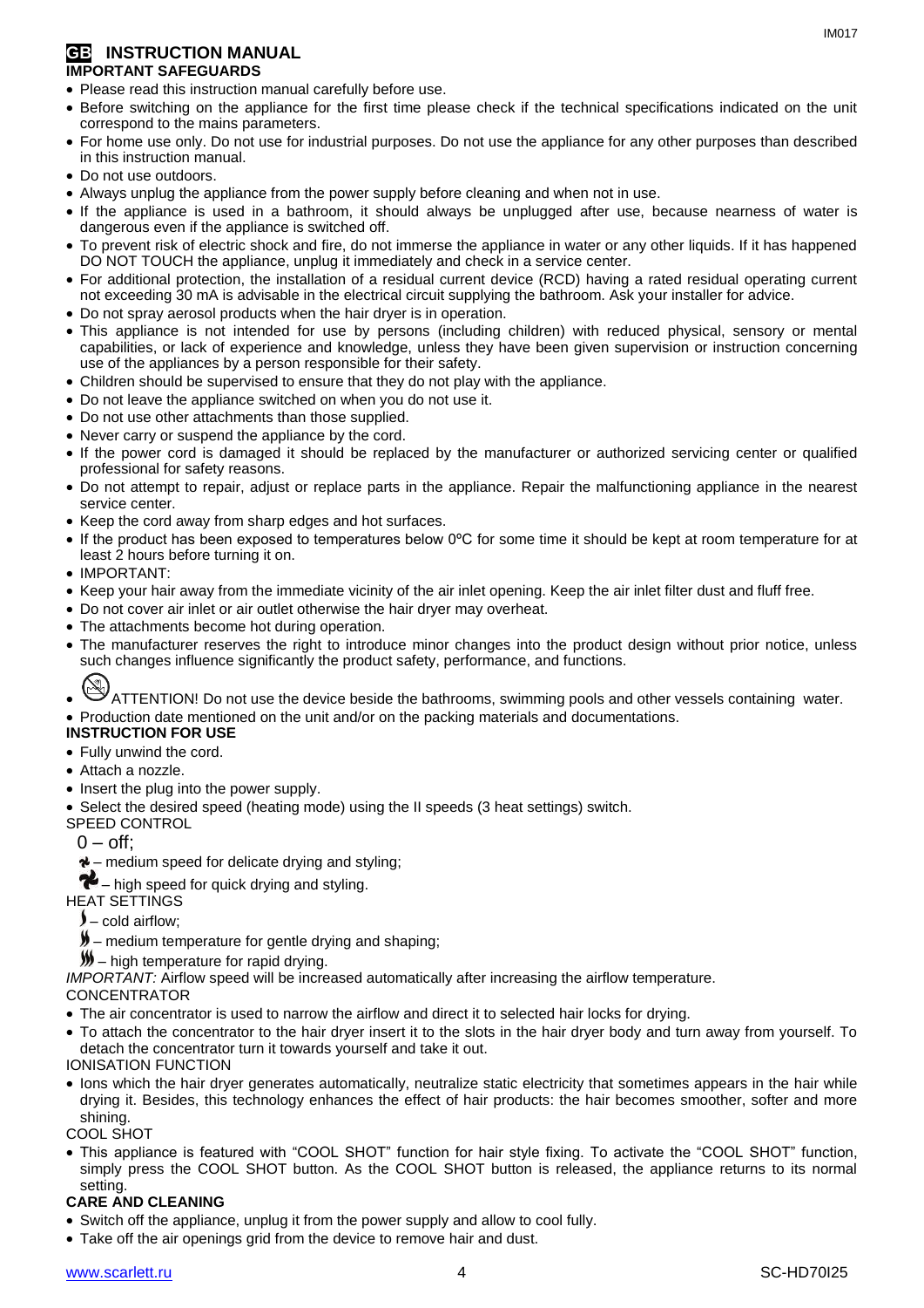# GB INSTRUCTION MANUAL

**IMPORTANT SAFEGUARDS**

- Please read this instruction manual carefully before use.
- Before switching on the appliance for the first time please check if the technical specifications indicated on the unit correspond to the mains parameters.
- For home use only. Do not use for industrial purposes. Do not use the appliance for any other purposes than described in this instruction manual.
- Do not use outdoors.
- Always unplug the appliance from the power supply before cleaning and when not in use.
- If the appliance is used in a bathroom, it should always be unplugged after use, because nearness of water is dangerous even if the appliance is switched off.
- To prevent risk of electric shock and fire, do not immerse the appliance in water or any other liquids. If it has happened DO NOT TOUCH the appliance, unplug it immediately and check in a service center.
- For additional protection, the installation of a residual current device (RCD) having a rated residual operating current not exceeding 30 mA is advisable in the electrical circuit supplying the bathroom. Ask your installer for advice.
- Do not spray aerosol products when the hair dryer is in operation.
- This appliance is not intended for use by persons (including children) with reduced physical, sensory or mental capabilities, or lack of experience and knowledge, unless they have been given supervision or instruction concerning use of the appliances by a person responsible for their safety.
- Children should be supervised to ensure that they do not play with the appliance.
- Do not leave the appliance switched on when you do not use it.
- Do not use other attachments than those supplied.
- Never carry or suspend the appliance by the cord.
- If the power cord is damaged it should be replaced by the manufacturer or authorized servicing center or qualified professional for safety reasons.
- Do not attempt to repair, adjust or replace parts in the appliance. Repair the malfunctioning appliance in the nearest service center.
- Keep the cord away from sharp edges and hot surfaces.
- If the product has been exposed to temperatures below 0ºC for some time it should be kept at room temperature for at least 2 hours before turning it on.
- IMPORTANT:
- Keep your hair away from the immediate vicinity of the air inlet opening. Keep the air inlet filter dust and fluff free.
- Do not cover air inlet or air outlet otherwise the hair dryer may overheat.
- The attachments become hot during operation.
- The manufacturer reserves the right to introduce minor changes into the product design without prior notice, unless such changes influence significantly the product safety, performance, and functions.
- ATTENTION! Do not use the device beside the bathrooms, swimming pools and other vessels containing water.
- Production date mentioned on the unit and/or on the packing materials and documentations.

**INSTRUCTION FOR USE**

- Fully unwind the cord.
- Attach a nozzle.
- Insert the plug into the power supply.
- Select the desired speed (heating mode) using the II speeds (3 heat settings) switch.

SPEED CONTROL

0 – off;

– medium speed for delicate drying and styling;

– high speed for quick drying and styling.

HEAT SETTINGS

– cold airflow;

– medium temperature for gentle drying and shaping;

– high temperature for rapid drying.

*IMPORTANT:* Airflow speed will be increased automatically after increasing the airflow temperature.

CONCENTRATOR

- The air concentrator is used to narrow the airflow and direct it to selected hair locks for drying.
- To attach the concentrator to the hair dryer insert it to the slots in the hair dryer body and turn away from yourself. To detach the concentrator turn it towards yourself and take it out.

IONISATION FUNCTION

- Ions which the hair dryer generates automatically, neutralize static electricity that sometimes appears in the hair while drying it. Besides, this technology enhances the effect of hair products: the hair becomes smoother, softer and more shining.

COOL SHOT

- This appliance is featured with "COOL SHOT" function for hair style fixing. To activate the "COOL SHOT" function, simply press the COOL SHOT button. As the COOL SHOT button is released, the appliance returns to its normal setting.

**CARE AND CLEANING**

- Switch off the appliance, unplug it from the power supply and allow to cool fully.
- Take off the air openings grid from the device to remove hair and dust.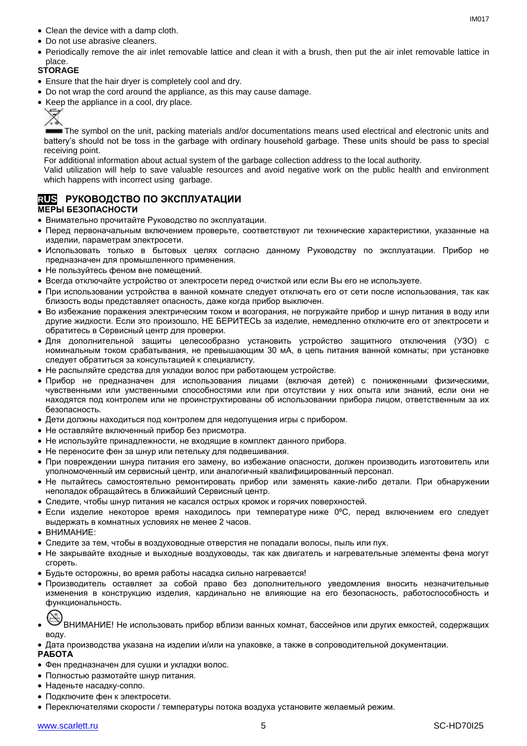- Clean the device with a damp cloth.
- Do not use abrasive cleaners.
- Periodically remove the air inlet removable lattice and clean it with a brush, then put the air inlet removable lattice in place.

**STORAGE**

- Ensure that the hair dryer is completely cool and dry.
- Do not wrap the cord around the appliance, as this may cause damage.
- Keep the appliance in a cool, dry place.

The symbol on the unit, packing materials and/or documentations means used electrical and electronic units and battery's should not be toss in the garbage with ordinary household garbage. These units should be pass to special receiving point.

For additional information about actual system of the garbage collection address to the local authority.

Valid utilization will help to save valuable resources and avoid negative work on the public health and environment which happens with incorrect using garbage.

## RUS РУКОВОДСТВО ПО ЭКСПЛУАТАЦИИ

**МЕРЫ БЕЗОПАСНОСТИ**

- Внимательно прочитайте Руководство по эксплуатации.
- Перед первоначальным включением проверьте, соответствуют ли технические характеристики, указанные на изделии, параметрам электросети.
- Использовать только в бытовых целях согласно данному Руководству по эксплуатации. Прибор не предназначен для промышленного применения.
- Не пользуйтесь феном вне помещений.
- Всегда отключайте устройство от электросети перед очисткой или если Вы его не используете.
- При использовании устройства в ванной комнате следует отключать его от сети после использования, так как близость воды представляет опасность, даже когда прибор выключен.
- Во избежание поражения электрическим током и возгорания, не погружайте прибор и шнур питания в воду или другие жидкости. Если это произошло, НЕ БЕРИТЕСЬ за изделие, немедленно отключите его от электросети и обратитесь в Сервисный центр для проверки.
- Для дополнительной защиты целесообразно установить устройство защитного отключения (УЗО) с номинальным током срабатывания, не превышающим 30 мА, в цепь питания ванной комнаты; при установке следует обратиться за консультацией к специалисту.
- Не распыляйте средства для укладки волос при работающем устройстве.
- Прибор не предназначен для использования лицами (включая детей) с пониженными физическими, чувственными или умственными способностями или при отсутствии у них опыта или знаний, если они не находятся под контролем или не проинструктированы об использовании прибора лицом, ответственным за их безопасность.
- Дети должны находиться под контролем для недопущения игры с прибором.
- Не оставляйте включенный прибор без присмотра.
- Не используйте принадлежности, не входящие в комплект данного прибора.
- Не переносите фен за шнур или петельку для подвешивания.
- При повреждении шнура питания его замену, во избежание опасности, должен производить изготовитель или уполномоченный им сервисный центр, или аналогичный квалифицированный персонал.
- Не пытайтесь самостоятельно ремонтировать прибор или заменять какие-либо детали. При обнаружении неполадок обращайтесь в ближайший Сервисный центр.
- Следите, чтобы шнур питания не касался острых кромок и горячих поверхностей.
- Если изделие некоторое время находилось при температуре ниже 0ºC, перед включением его следует выдержать в комнатных условиях не менее 2 часов.
- ВНИМАНИЕ:
- Следите за тем, чтобы в воздуховодные отверстия не попадали волосы, пыль или пух.
- Не закрывайте входные и выходные воздуховоды, так как двигатель и нагревательные элементы фена могут сгореть.
- Будьте осторожны, во время работы насадка сильно нагревается!
- Производитель оставляет за собой право без дополнительного уведомления вносить незначительные изменения в конструкцию изделия, кардинально не влияющие на его безопасность, работоспособность и функциональность.
- ВНИМАНИЕ! Не использовать прибор вблизи ванных комнат, бассейнов или других емкостей, содержащих воду.
- Дата производства указана на изделии и/или на упаковке, а также в сопроводительной документации.

**РАБОТА**

- Фен предназначен для сушки и укладки волос.
- Полностью размотайте шнур питания.
- Наденьте насадку-сопло.
- Подключите фен к электросети.
- Переключателями скорости / температуры потока воздуха установите желаемый режим.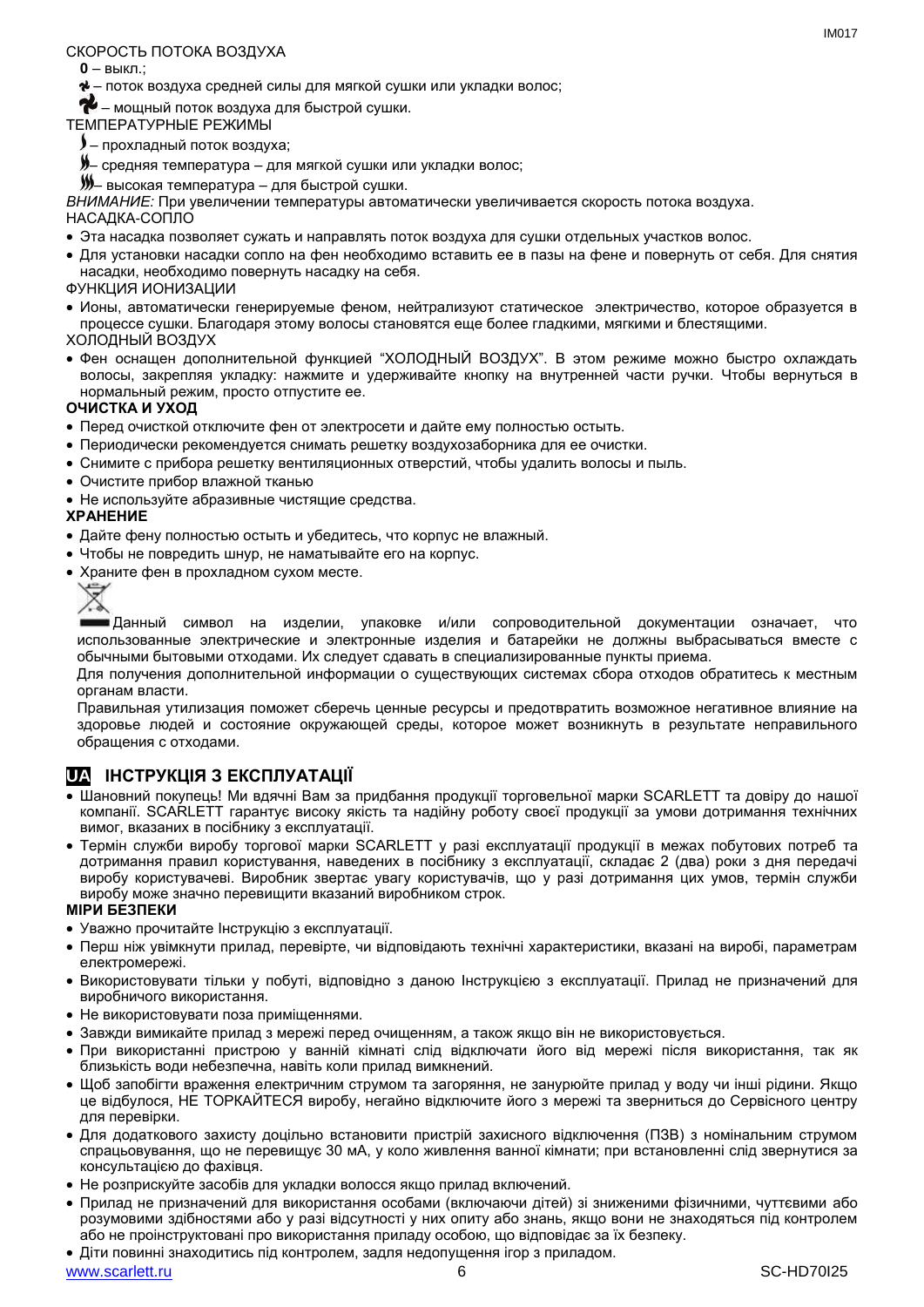СКОРОСТЬ ПОТОКА ВОЗДУХА

**0** – выкл.;

– поток воздуха средней силы для мягкой сушки или укладки волос;

– мощный поток воздуха для быстрой сушки.

ТЕМПЕРАТУРНЫЕ РЕЖИМЫ

– прохладный поток воздуха;

– средняя температура – для мягкой сушки или укладки волос;

– высокая температура – для быстрой сушки.

*ВНИМАНИЕ:* При увеличении температуры автоматически увеличивается скорость потока воздуха.

НАСАДКА-СОПЛО

- Эта насадка позволяет сужать и направлять поток воздуха для сушки отдельных участков волос.
- Для установки насадки сопло на фен необходимо вставить ее в пазы на фене и повернуть от себя. Для снятия насадки, необходимо повернуть насадку на себя.

ФУНКЦИЯ ИОНИЗАЦИИ

- Ионы, автоматически генерируемые феном, нейтрализуют статическое электричество, которое образуется в процессе сушки. Благодаря этому волосы становятся еще более гладкими, мягкими и блестящими.

ХОЛОДНЫЙ ВОЗДУХ

- Фен оснащен дополнительной функцией "ХОЛОДНЫЙ ВОЗДУХ". В этом режиме можно быстро охлаждать волосы, закрепляя укладку: нажмите и удерживайте кнопку на внутренней части ручки. Чтобы вернуться в нормальный режим, просто отпустите ее.

**ОЧИСТКА И УХОД**

- Перед очисткой отключите фен от электросети и дайте ему полностью остыть.
- Периодически рекомендуется снимать решетку воздухозаборника для ее очистки.
- Снимите с прибора решетку вентиляционных отверстий, чтобы удалить волосы и пыль.
- Очистите прибор влажной тканью
- Не используйте абразивные чистящие средства.

**ХРАНЕНИЕ**

- Дайте фену полностью остыть и убедитесь, что корпус не влажный.
- Чтобы не повредить шнур, не наматывайте его на корпус.
- Храните фен в прохладном сухом месте.

Данный символ на изделии, упаковке и/или сопроводительной документации означает, что использованные электрические и электронные изделия и батарейки не должны выбрасываться вместе с обычными бытовыми отходами. Их следует сдавать в специализированные пункты приема.

Для получения дополнительной информации о существующих системах сбора отходов обратитесь к местным органам власти.

Правильная утилизация поможет сберечь ценные ресурсы и предотвратить возможное негативное влияние на здоровье людей и состояние окружающей среды, которое может возникнуть в результате неправильного обращения с отходами.

## UA ІНСТРУКЦІЯ З ЕКСПЛУАТАЦІЇ

- Шановний покупець! Ми вдячні Вам за придбання продукції торговельної марки SCARLETT та довіру до нашої компанії. SCARLETT гарантує високу якість та надійну роботу своєї продукції за умови дотримання технічних вимог, вказаних в посібнику з експлуатації.
- Термін служби виробу торгової марки SCARLETT у разі експлуатації продукції в межах побутових потреб та дотримання правил користування, наведених в посібнику з експлуатації, складає 2 (два) роки з дня передачі виробу користувачеві. Виробник звертає увагу користувачів, що у разі дотримання цих умов, термін служби виробу може значно перевищити вказаний виробником строк.

**МІРИ БЕЗПЕКИ**

- Уважно прочитайте Інструкцію з експлуатації.
- Перш ніж увімкнути прилад, перевірте, чи відповідають технічні характеристики, вказані на виробі, параметрам електромережі.
- Використовувати тільки у побуті, відповідно з даною Інструкцією з експлуатації. Прилад не призначений для виробничого використання.
- Не використовувати поза приміщеннями.
- Завжди вимикайте прилад з мережі перед очищенням, а також якщо він не використовується.
- При використанні пристрою у ванній кімнаті слід відключати його від мережі після використання, так як близькість води небезпечна, навіть коли прилад вимкнений.
- Щоб запобігти враження електричним струмом та загоряння, не занурюйте прилад у воду чи інші рідини. Якщо це відбулося, НЕ ТОРКАЙТЕСЯ виробу, негайно відключите його з мережі та зверниться до Сервісного центру для перевірки.
- Для додаткового захисту доцільно встановити пристрій захисного відключення (ПЗВ) з номінальним струмом спрацьовування, що не перевищує 30 мА, у коло живлення ванної кімнати; при встановленні слід звернутися за консультацією до фахівця.
- Не розприскуйте засобів для укладки волосся якщо прилад включений.
- Прилад не призначений для використання особами (включаючи дітей) зі зниженими фізичними, чуттєвими або розумовими здібностями або у разі відсутності у них опиту або знань, якщо вони не знаходяться під контролем або не проінструктовані про використання приладу особою, що відповідає за їх безпеку.
- Діти повинні знаходитись під контролем, задля недопущення ігор з приладом.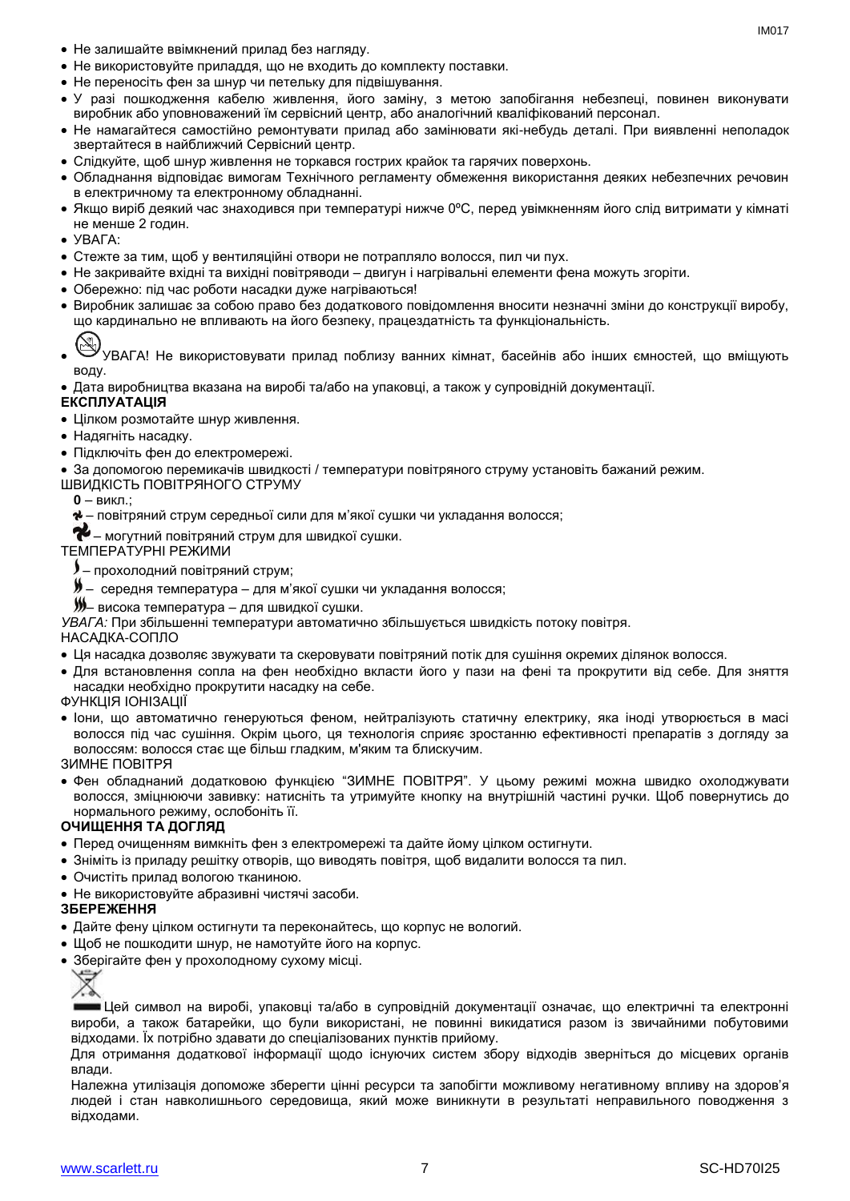- Не залишайте ввімкнений прилад без нагляду.
- Не використовуйте приладдя, що не входить до комплекту поставки.
- Не переносіть фен за шнур чи петельку для підвішування.
- У разі пошкодження кабелю живлення, його заміну, з метою запобігання небезпеці, повинен виконувати виробник або уповноважений їм сервісний центр, або аналогічний кваліфікований персонал.
- Не намагайтеся самостійно ремонтувати прилад або замінювати які-небудь деталі. При виявленні неполадок звертайтеся в найближчий Сервісний центр.
- Слідкуйте, щоб шнур живлення не торкався гострих крайок та гарячих поверхонь.
- Обладнання відповідає вимогам Технічного регламенту обмеження використання деяких небезпечних речовин в електричному та електронному обладнанні.
- Якщо виріб деякий час знаходився при температурі нижче 0ºC, перед увімкненням його слід витримати у кімнаті не менше 2 годин.
- УВАГА:
- Стежте за тим, щоб у вентиляційні отвори не потрапляло волосся, пил чи пух.
- Не закривайте вхідні та вихідні повітряводи – двигун і нагрівальні елементи фена можуть згоріти.
- Обережно: під час роботи насадки дуже нагріваються!
- Виробник залишає за собою право без додаткового повідомлення вносити незначні зміни до конструкції виробу, що кардинально не впливають на його безпеку, працездатність та функціональність.
- УВАГА! Не використовувати прилад поблизу ванних кімнат, басейнів або інших ємностей, що вміщують воду.
- Дата виробництва вказана на виробі та/або на упаковці, а також у супровідній документації.

**ЕКСПЛУАТАЦІЯ**

- Цілком розмотайте шнур живлення.
- Надягніть насадку.
- Підключіть фен до електромережі.
- За допомогою перемикачів швидкості / температури повітряного струму установіть бажаний режим.

ШВИДКІСТЬ ПОВІТРЯНОГО СТРУМУ

**0** – викл.;

– повітряний струм середньої сили для м'якої сушки чи укладання волосся;

– могутний повітряний струм для швидкої сушки.

ТЕМПЕРАТУРНІ РЕЖИМИ

– прохолодний повітряний струм;

– середня температура – для м'якої сушки чи укладання волосся;

– висока температура – для швидкої сушки.

*УВАГА:* При збільшенні температури автоматично збільшується швидкість потоку повітря.

НАСАДКА-СОПЛО

- Ця насадка дозволяє звужувати та скеровувати повітряний потік для сушіння окремих ділянок волосся.
- Для встановлення сопла на фен необхідно вкласти його у пази на фені та прокрутити від себе. Для зняття насадки необхідно прокрутити насадку на себе.

ФУНКЦІЯ ІОНІЗАЦІЇ

- Іони, що автоматично генеруються феном, нейтралізують статичну електрику, яка іноді утворюється в масі волосся під час сушіння. Окрім цього, ця технологія сприяє зростанню ефективності препаратів з догляду за волоссям: волосся стає ще більш гладким, м'яким та блискучим.

ЗИМНЕ ПОВІТРЯ

- Фен обладнаний додатковою функцією "ЗИМНЕ ПОВІТРЯ". У цьому режимі можна швидко охолоджувати волосся, зміцнюючи завивку: натисніть та утримуйте кнопку на внутрішній частині ручки. Щоб повернутись до нормального режиму, ослобоніть її.

**ОЧИЩЕННЯ ТА ДОГЛЯД**

- Перед очищенням вимкніть фен з електромережі та дайте йому цілком остигнути.
- Зніміть із приладу решітку отворів, що виводять повітря, щоб видалити волосся та пил.
- Очистіть прилад вологою тканиною.
- Не використовуйте абразивні чистячі засоби.

**ЗБЕРЕЖЕННЯ**

- Дайте фену цілком остигнути та переконайтесь, що корпус не вологий.
- Щоб не пошкодити шнур, не намотуйте його на корпус.
- Зберігайте фен у прохолодному сухому місці.

Цей символ на виробі, упаковці та/або в супровідній документації означає, що електричні та електронні вироби, а також батарейки, що були використані, не повинні викидатися разом із звичайними побутовими відходами. Їх потрібно здавати до спеціалізованих пунктів прийому.

Для отримання додаткової інформації щодо існуючих систем збору відходів зверніться до місцевих органів влади.

Належна утилізація допоможе зберегти цінні ресурси та запобігти можливому негативному впливу на здоров'я людей і стан навколишнього середовища, який може виникнути в результаті неправильного поводження з відходами.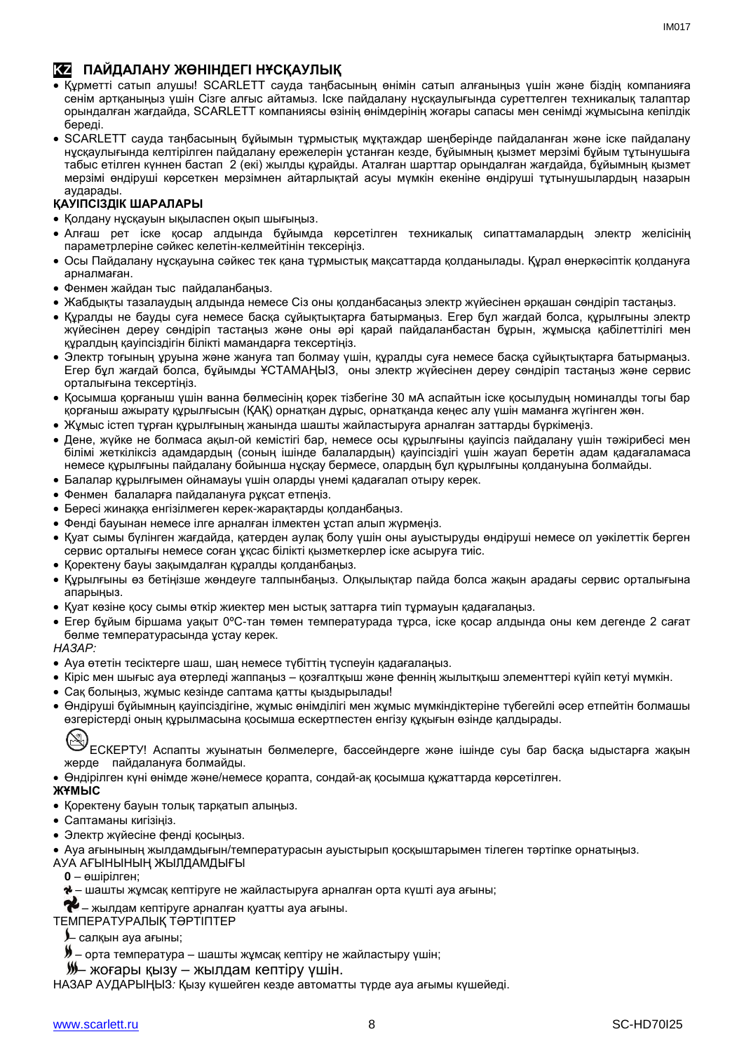## KZ ПАЙДАЛАНУ ЖӨНІНДЕГІ НҰСҚАУЛЫҚ

- Құрметті сатып алушы! SCARLETT сауда таңбасының өнімін сатып алғаныңыз үшін және біздің компанияға сенім артқаныңыз үшін Сізге алғыс айтамыз. Іске пайдалану нұсқаулығында суреттелген техникалық талаптар орындалған жағдайда, SCARLETT компаниясы өзінің өнімдерінің жоғары сапасы мен сенімді жұмысына кепілдік береді.
- SCARLETT сауда таңбасының бұйымын тұрмыстық мұқтаждар шеңберінде пайдаланған және іске пайдалану нұсқаулығында келтірілген пайдалану ережелерін ұстанған кезде, бұйымның қызмет мерзімі бұйым тұтынушыға табыс етілген күннен бастап 2 (екі) жылды құрайды. Аталған шарттар орындалған жағдайда, бұйымның қызмет мерзімі өндіруші көрсеткен мерзімнен айтарлықтай асуы мүмкін екеніне өндіруші тұтынушылардың назарын аударады.

**ҚАУІПСІЗДІК ШАРАЛАРЫ**

- Қолдану нұсқауын ықыласпен оқып шығыңыз.
- Алғаш рет іске қосар алдында бұйымда көрсетілген техникалық сипаттамалардың электр желісінің параметрлеріне сәйкес келетін-келмейтінін тексеріңіз.
- Осы Пайдалану нұсқауына сәйкес тек қана тұрмыстық мақсаттарда қолданылады. Құрал өнеркәсіптік қолдануға арналмаған.
- Фенмен жайдан тыс пайдаланбаңыз.
- Жабдықты тазалаудың алдында немесе Сіз оны қолданбасаңыз электр жүйесінен әрқашан сөндіріп тастаңыз.
- Құралды не бауды суға немесе басқа сұйықтықтарға батырмаңыз. Егер бұл жағдай болса, құрылғыны электр жүйесінен дереу сөндіріп тастаңыз және оны әрі қарай пайдаланбастан бұрын, жұмысқа қабілеттілігі мен құралдың қауіпсіздігін білікті мамандарға тексертіңіз.
- Электр тоғының ұруына және жануға тап болмау үшін, құралды суға немесе басқа сұйықтықтарға батырмаңыз. Егер бұл жағдай болса, бұйымды ҰСТАМАҢЫЗ, оны электр жүйесінен дереу сөндіріп тастаңыз және сервис орталығына тексертіңіз.
- Қосымша қорғаныш үшін ванна бөлмесінің қорек тізбегіне 30 мА аспайтын іске қосылудың номиналды тогы бар қорғаныш ажырату құрылғысын (ҚАҚ) орнатқан дұрыс, орнатқанда кеңес алу үшін маманға жүгінген жөн.
- Жұмыс істеп тұрған құрылғының жанында шашты жайластыруға арналған заттарды бүркімеңіз.
- Дене, жүйке не болмаса ақыл-ой кемістігі бар, немесе осы құрылғыны қауіпсіз пайдалану үшін тәжірибесі мен білімі жеткіліксіз адамдардың (соның ішінде балалардың) қауіпсіздігі үшін жауап беретін адам қадағаламаса немесе құрылғыны пайдалану бойынша нұсқау бермесе, олардың бұл құрылғыны қолдануына болмайды.
- Балалар құрылғымен ойнамауы үшін оларды үнемі қадағалап отыру керек.
- Фенмен балаларға пайдалануға рұқсат етпеңіз.
- Бересі жинаққа енгізілмеген керек-жарақтарды қолданбаңыз.
- Фенді бауынан немесе ілге арналған ілмектен ұстап алып жүрмеңіз.
- Қуат сымы бүлінген жағдайда, қатерден аулақ болу үшін оны ауыстыруды өндіруші немесе ол уәкілеттік берген сервис орталығы немесе соған ұқсас білікті қызметкерлер іске асыруға тиіс.
- Қоректену бауы зақымдалған құралды қолданбаңыз.
- Құрылғыны өз бетіңізше жөндеуге талпынбаңыз. Олқылықтар пайда болса жақын арадағы сервис орталығына апарыңыз.
- Қуат көзіне қосу сымы өткір жиектер мен ыстық заттарға тиіп тұрмауын қадағалаңыз.
- Егер бұйым біршама уақыт 0ºC-тан төмен температурада тұрса, іске қосар алдында оны кем дегенде 2 сағат бөлме температурасында ұстау керек.

*НАЗАР:*

- Ауа өтетін тесіктерге шаш, шаң немесе түбіттің түспеуін қадағалаңыз.
- Кіріс мен шығыс ауа өтерледі жаппаңыз – қозғалтқыш және феннің жылытқыш элементтері күйіп кетуі мүмкін.
- Сақ болыңыз, жұмыс кезінде саптама қатты қызды­рылады!
- Өндіруші бұйымның қауіпсіздігіне, жұмыс өнімділігі мен жұмыс мүмкіндіктеріне түбегейлі әсер етпейтін болмашы өзгерістерді оның құрылмасына қосымша ескертпестен енгізу құқығын өзінде қалдырады.

ЕСКЕРТУ! Аспапты жуынатын бөлмелерге, бассейндерге және ішінде суы бар басқа ыдыстарға жақын жерде пайдалануға болмайды.

- Өндірілген күні өнімде және/немесе қорапта, сондай-ақ қосымша құжаттарда көрсетілген.

**ЖҰМЫС**

- Қоректену бауын толық тарқатып алыңыз.
- Саптаманы кигізіңіз.
- Электр жүйесіне фенді қосыңыз.
- Ауа ағынының жылдамдығын/температурасын ауыстырып қосқыштарымен тілеген тәртіпке орнатыңыз.

АУА АҒЫНЫНЫҢ ЖЫЛДАМДЫҒЫ

**0** – өшірілген;

– шашты жұмсақ кептіруге не жайластыруға арналған орта күшті ауа ағыны;

– жылдам кептіруге арналған қуатты ауа ағыны.

ТЕМПЕРАТУРАЛЫҚ ТӘРТІПТЕР

– салқын ауа ағыны;

– орта температура – шашты жұмсақ кептіру не жайластыру үшін;

– жоғары қызу – жылдам кептіру үшін.

НАЗАР АУДАРЫҢЫЗ*:* Қызу күшейген кезде автоматты түрде ауа ағымы күшейеді.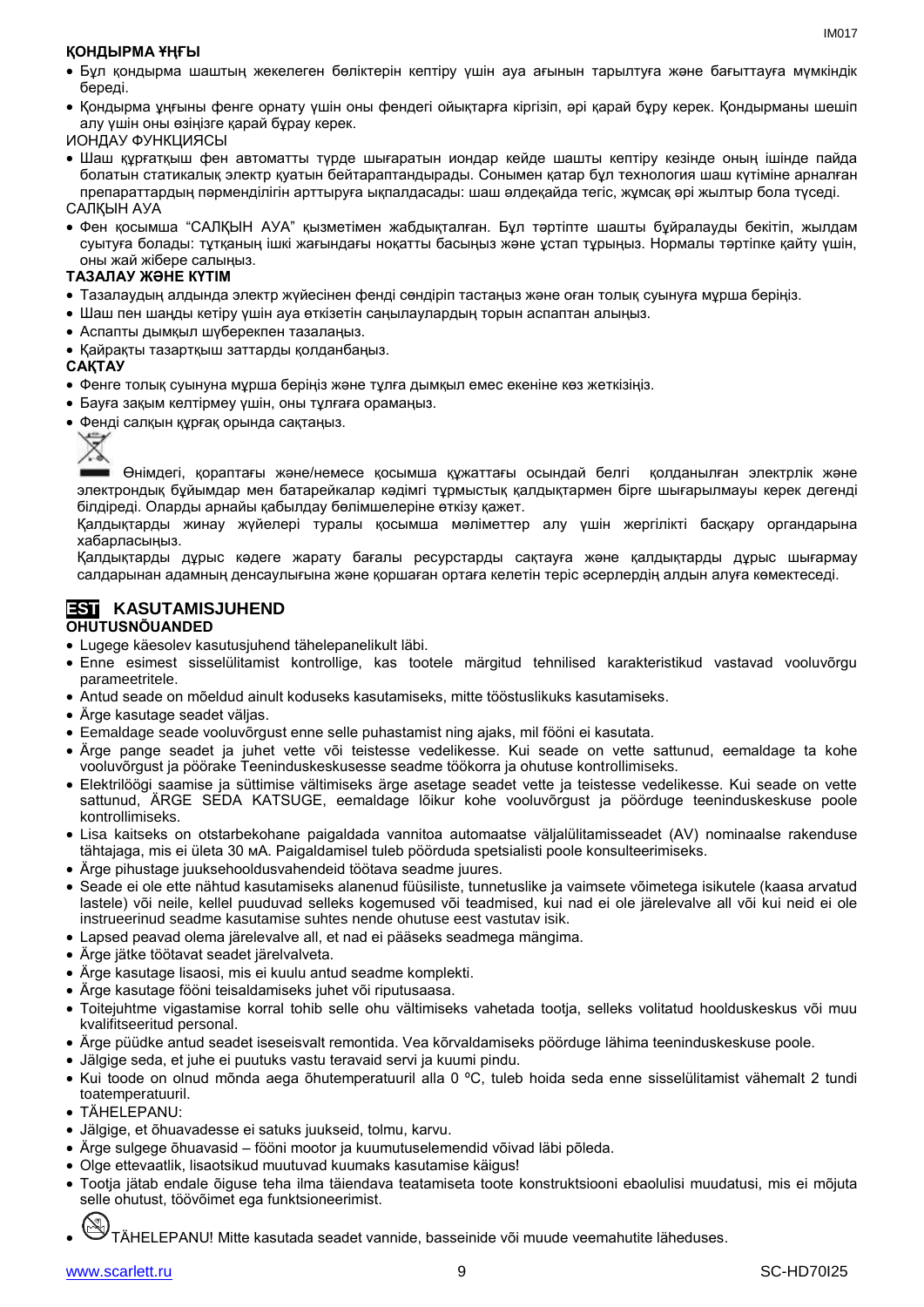**ҚОНДЫРМА ҰҢҒЫ**

- Бұл қондырма шаштың жекелеген бөліктерін кептіру үшін ауа ағынын тарылтуға және бағыттауға мүмкіндік береді.
- Қондырма ұңғыны фенге орнату үшін оны фендегі ойықтарға кіргізіп, әрі қарай бұру керек. Қондырманы шешіп алу үшін оны өзіңізге қарай бұрау керек.

ИОНДАУ ФУНКЦИЯСЫ

- Шаш құрғатқыш фен автоматты түрде шығаратын иондар кейде шашты кептіру кезінде оның ішінде пайда болатын статикалық электр қуатын бейтараптандырады. Сонымен қатар бұл технология шаш күтіміне арналған препараттардың пәрменділігін арттыруға ықпалдасады: шаш әлдеқайда тегіс, жұмсақ әрі жылтыр бола түседі.

САЛҚЫН АУА

- Фен қосымша "САЛҚЫН АУА" қызметімен жабдықталған. Бұл тәртіпте шашты бұйралауды бекітіп, жылдам суытуға болады: тұтқаның ішкі жағындағы ноқатты басыңыз және ұстап тұрыңыз. Нормалы тәртіпке қайту үшін, оны жай жібере салыңыз.

**ТАЗАЛАУ ЖӘНЕ КҮТІМ**

- Тазалаудың алдында электр жүйесінен фенді сөндіріп тастаңыз және оған толық суынуға мұрша беріңіз.
- Шаш пен шаңды кетіру үшін ауа өткізетін саңылаулардың торын аспаптан алыңыз.
- Аспапты дымқыл шүберекпен тазалаңыз.
- Қайрақты тазартқыш заттарды қолданбаңыз.

**САҚТАУ**

- Фенге толық суынуна мұрша беріңіз және тұлға дымқыл емес екеніне көз жеткізіңіз.
- Бауға зақым келтірмеу үшін, оны тұлғаға орамаңыз.
- Фенді салқын құрғақ орында сақтаңыз.

Өнімдегі, қораптағы және/немесе қосымша құжаттағы осындай белгі қолданылған электрлік және электрондық бұйымдар мен батарейкалар кәдімгі тұрмыстық қалдықтармен бірге шығарылмауы керек дегенді білдіреді. Оларды арнайы қабылдау бөлімшелеріне өткізу қажет.

Қалдықтарды жинау жүйелері туралы қосымша мәліметтер алу үшін жергілікті басқару органдарына хабарласыңыз.

Қалдықтарды дұрыс кәдеге жарату бағалы ресурстарды сақтауға және қалдықтарды дұрыс шығармау салдарынан адамның денсаулығына және қоршаған ортаға келетін теріс әсерлердің алдын алуға көмектеседі.

## EST KASUTAMISJUHEND

**OHUTUSNÕUANDED**

- Lugege käesolev kasutusjuhend tähelepanelikult läbi.
- Enne esimest sisselülitamist kontrollige, kas tootele märgitud tehnilised karakteristikud vastavad vooluvõrgu parameetritele.
- Antud seade on mõeldud ainult koduseks kasutamiseks, mitte tööstuslikuks kasutamiseks.
- Ärge kasutage seadet väljas.
- Eemaldage seade vooluvõrgust enne selle puhastamist ning ajaks, mil fööni ei kasutata.
- Ärge pange seadet ja juhet vette või teistesse vedelikesse. Kui seade on vette sattunud, eemaldage ta kohe vooluvõrgust ja pöörake Teeninduskeskusesse seadme töökorra ja ohutuse kontrollimiseks.
- Elektrilöögi saamise ja süttimise vältimiseks ärge asetage seadet vette ja teistesse vedelikesse. Kui seade on vette sattunud, ÄRGE SEDA KATSUGE, eemaldage lõikur kohe vooluvõrgust ja pöörduge teeninduskeskuse poole kontrollimiseks.
- Lisa kaitseks on otstarbekohane paigaldada vannitoa automaatse väljalülitamisseadet (AV) nominaalse rakenduse tähtajaga, mis ei ületa 30 мА. Paigaldamisel tuleb pöörduda spetsialisti poole konsulteerimiseks.
- Ärge pihustage juuksehooldusvahendeid töötava seadme juures.
- Seade ei ole ette nähtud kasutamiseks alanenud füüsiliste, tunnetuslike ja vaimsete võimetega isikutele (kaasa arvatud lastele) või neile, kellel puuduvad selleks kogemused või teadmised, kui nad ei ole järelevalve all või kui neid ei ole instrueerinud seadme kasutamise suhtes nende ohutuse eest vastutav isik.
- Lapsed peavad olema järelevalve all, et nad ei pääseks seadmega mängima.
- Ärge jätke töötavat seadet järelvalveta.
- Ärge kasutage lisaosi, mis ei kuulu antud seadme komplekti.
- Ärge kasutage fööni teisaldamiseks juhet või riputusaasa.
- Toitejuhtme vigastamise korral tohib selle ohu vältimiseks vahetada tootja, selleks volitatud hoolduskeskus või muu kvalifitseeritud personal.
- Ärge püüdke antud seadet iseseisvalt remontida. Vea kõrvaldamiseks pöörduge lähima teeninduskeskuse poole.
- Jälgige seda, et juhe ei puutuks vastu teravaid servi ja kuumi pindu.
- Kui toode on olnud mõnda aega õhutemperatuuril alla 0 ºC, tuleb hoida seda enne sisselülitamist vähemalt 2 tundi toatemperatuuril.
- TÄHELEPANU:
- Jälgige, et õhuavadesse ei satuks juukseid, tolmu, karvu.
- Ärge sulgege õhuavasid – fööni mootor ja kuumutuselemendid võivad läbi põleda.
- Olge ettevaatlik, lisaotsikud muutuvad kuumaks kasutamise käigus!
- Tootja jätab endale õiguse teha ilma täiendava teatamiseta toote konstruktsiooni ebaolulisi muudatusi, mis ei mõjuta selle ohutust, töövõimet ega funktsioneerimist.
- TÄHELEPANU! Mitte kasutada seadet vannide, basseinide või muude veemahutite läheduses.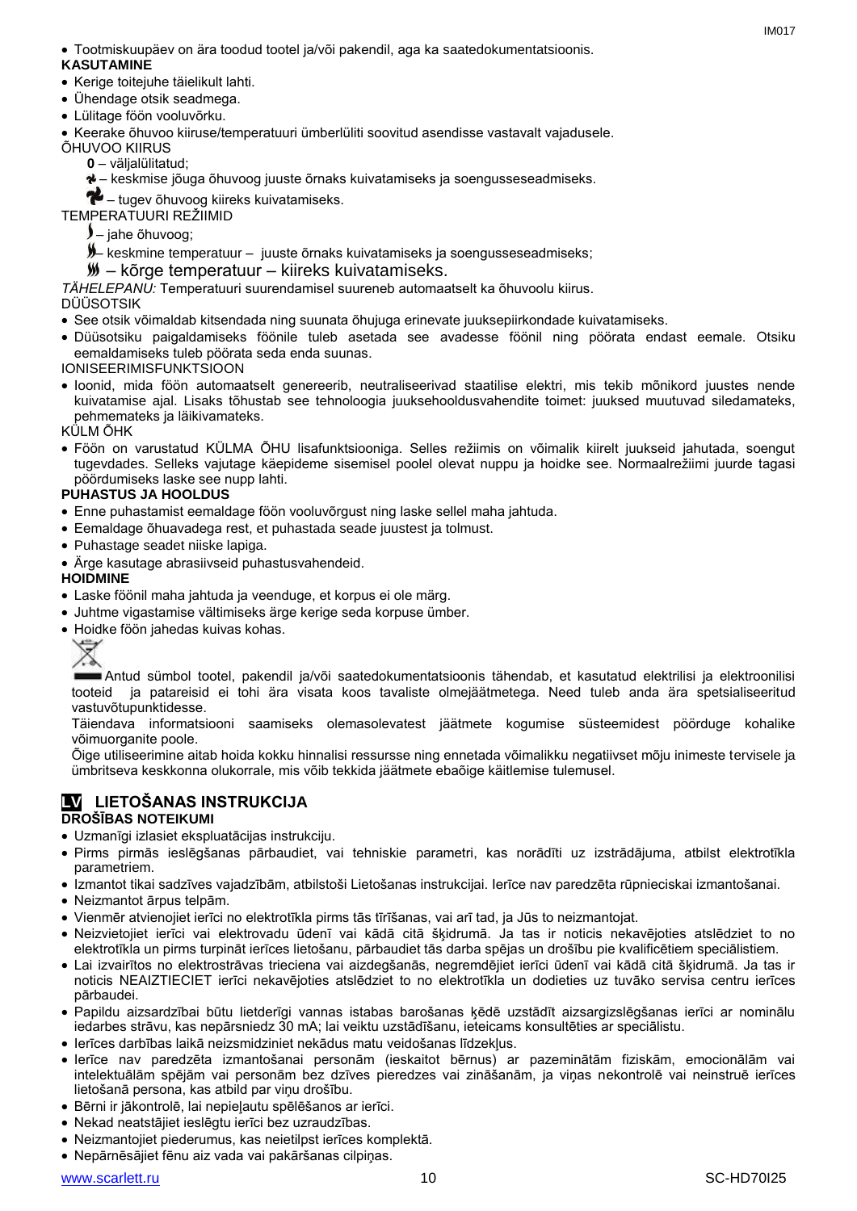- Tootmiskuupäev on ära toodud tootel ja/või pakendil, aga ka saatedokumentatsioonis.

**KASUTAMINE**

- Kerige toitejuhe täielikult lahti.
- Ühendage otsik seadmega.
- Lülitage föön vooluvõrku.
- Keerake õhuvoo kiiruse/temperatuuri ümberlüliti soovitud asendisse vastavalt vajadusele.

ÕHUVOO KIIRUS

**0** – väljalülitatud;

– keskmise jõuga õhuvoog juuste õrnaks kuivatamiseks ja soengusseseadmiseks.

– tugev õhuvoog kiireks kuivatamiseks.

TEMPERATUURI REŽIIMID

– jahe õhuvoog;

– keskmine temperatuur – juuste õrnaks kuivatamiseks ja soengusseseadmiseks;

– kõrge temperatuur – kiireks kuivatamiseks.

*TÄHELEPANU:* Temperatuuri suurendamisel suureneb automaatselt ka õhuvoolu kiirus.

DÜÜSOTSIK

- See otsik võimaldab kitsendada ning suunata õhujuga erinevate juuksepiirkondade kuivatamiseks.
- Düüsotsiku paigaldamiseks föönile tuleb asetada see avadesse föönil ning pöörata endast eemale. Otsiku eemaldamiseks tuleb pöörata seda enda suunas.

IONISEERIMISFUNKTSIOON

- Ioonid, mida föön automaatselt genereerib, neutraliseerivad staatilise elektri, mis tekib mõnikord juustes nende kuivatamise ajal. Lisaks tõhustab see tehnoloogia juuksehooldusvahendite toimet: juuksed muutuvad siledamateks, pehmemateks ja läikivamateks.

KÜLM ÕHK

- Föön on varustatud KÜLMA ÕHU lisafunktsiooniga. Selles režiimis on võimalik kiirelt juukseid jahutada, soengut tugevdades. Selleks vajutage käepideme sisemisel poolel olevat nuppu ja hoidke see. Normaalrežiimi juurde tagasi pöördumiseks laske see nupp lahti.

**PUHASTUS JA HOOLDUS**

- Enne puhastamist eemaldage föön vooluvõrgust ning laske sellel maha jahtuda.
- Eemaldage õhuavadega rest, et puhastada seade juustest ja tolmust.
- Puhastage seadet niiske lapiga.
- Ärge kasutage abrasiivseid puhastusvahendeid.

**HOIDMINE**

- Laske föönil maha jahtuda ja veenduge, et korpus ei ole märg.
- Juhtme vigastamise vältimiseks ärge kerige seda korpuse ümber.
- Hoidke föön jahedas kuivas kohas.

Antud sümbol tootel, pakendil ja/või saatedokumentatsioonis tähendab, et kasutatud elektrilisi ja elektroonilisi tooteid ja patareisid ei tohi ära visata koos tavaliste olmejäätmetega. Need tuleb anda ära spetsialiseeritud vastuvõtupunktidesse.

Täiendava informatsiooni saamiseks olemasolevatest jäätmete kogumise süsteemidest pöörduge kohalike võimuorganite poole.

Õige utiliseerimine aitab hoida kokku hinnalisi ressursse ning ennetada võimalikku negatiivset mõju inimeste tervisele ja ümbritseva keskkonna olukorrale, mis võib tekkida jäätmete ebaõige käitlemise tulemusel.

## LV LIETOŠANAS INSTRUKCIJA

**DROŠĪBAS NOTEIKUMI**

- Uzmanīgi izlasiet ekspluatācijas instrukciju.
- Pirms pirmās ieslēgšanas pārbaudiet, vai tehniskie parametri, kas norādīti uz izstrādājuma, atbilst elektrotīkla parametriem.
- Izmantot tikai sadzīves vajadzībām, atbilstoši Lietošanas instrukcijai. Ierīce nav paredzēta rūpnieciskai izmantošanai.
- Neizmantot ārpus telpām.
- Vienmēr atvienojiet ierīci no elektrotīkla pirms tās tīrīšanas, vai arī tad, ja Jūs to neizmantojat.
- Neizvietojiet ierīci vai elektrovadu ūdenī vai kādā citā šķidrumā. Ja tas ir noticis nekavējoties atslēdziet to no elektrotīkla un pirms turpināt ierīces lietošanu, pārbaudiet tās darba spējas un drošību pie kvalificētiem speciālistiem.
- Lai izvairītos no elektrostrāvas trieciena vai aizdegšanās, negremdējiet ierīci ūdenī vai kādā citā šķidrumā. Ja tas ir noticis NEAIZTIECIET ierīci nekavējoties atslēdziet to no elektrotīkla un dodieties uz tuvāko servisa centru ierīces pārbaudei.
- Papildu aizsardzībai būtu lietderīgi vannas istabas barošanas ķēdē uzstādīt aizsargizslēgšanas ierīci ar nominālu iedarbes strāvu, kas nepārsniedz 30 mA; lai veiktu uzstādīšanu, ieteicams konsultēties ar speciālistu.
- Ierīces darbības laikā neizmidziniet nekādus matu veidošanas līdzekļus.
- Ierīce nav paredzēta izmantošanai personām (ieskaitot bērnus) ar pazeminātām fiziskām, emocionālām vai intelektuālām spējām vai personām bez dzīves pieredzes vai zināšanām, ja viņas nekontrolē vai neinstruē ierīces lietošanā persona, kas atbild par viņu drošību.
- Bērni ir jākontrolē, lai nepieļautu spēlēšanos ar ierīci.
- Nekad neatstājiet ieslēgtu ierīci bez uzraudzības.
- Neizmantojiet piederumus, kas neietilpst ierīces komplektā.
- Nepārnēsājiet fēnu aiz vada vai pakāršanas cilpiņas.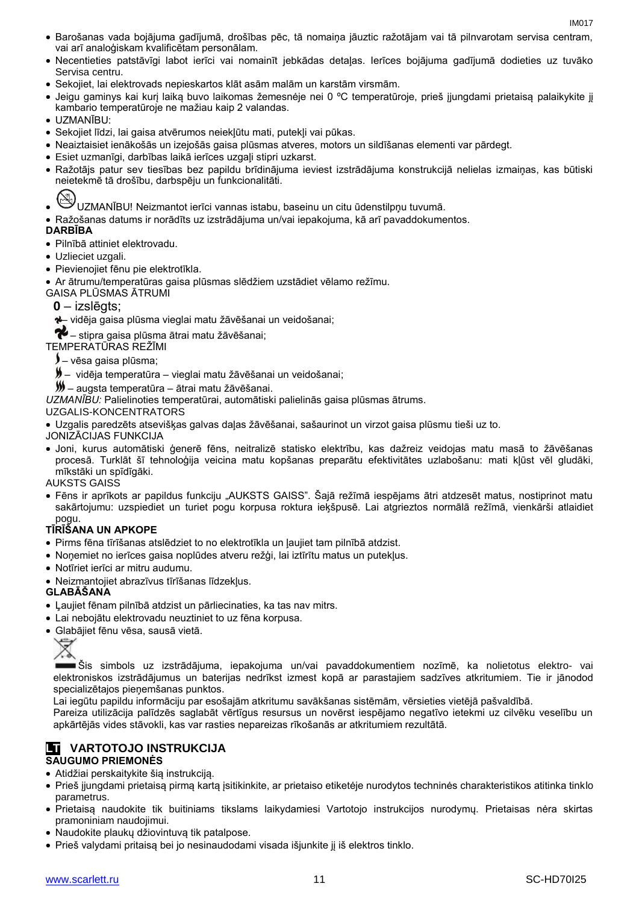- Barošanas vada bojājuma gadījumā, drošības pēc, tā nomaiņa jāuztic ražotājam vai tā pilnvarotam servisa centram, vai arī analoģiskam kvalificētam personālam.
- Necentieties patstāvīgi labot ierīci vai nomainīt jebkādas detaļas. Ierīces bojājuma gadījumā dodieties uz tuvāko Servisa centru.
- Sekojiet, lai elektrovads nepieskartos klāt asām malām un karstām virsmām.
- Jeigu gaminys kai kurį laiką buvo laikomas žemesnėje nei 0 ºC temperatūroje, prieš įjungdami prietaisą palaikykite jį kambario temperatūroje ne mažiau kaip 2 valandas.
- UZMANĪBU:
- Sekojiet līdzi, lai gaisa atvērumos neiekļūtu mati, putekļi vai pūkas.
- Neaiztaisiet ienākošās un izejošās gaisa plūsmas atveres, motors un sildīšanas elementi var pārdegt.
- Esiet uzmanīgi, darbības laikā ierīces uzgaļi stipri uzkarst.
- Ražotājs patur sev tiesības bez papildu brīdinājuma ieviest izstrādājuma konstrukcijā nelielas izmaiņas, kas būtiski neietekmē tā drošību, darbspēju un funkcionalitāti.
- UZMANĪBU! Neizmantot ierīci vannas istabu, baseinu un citu ūdenstilpņu tuvumā.
- Ražošanas datums ir norādīts uz izstrādājuma un/vai iepakojuma, kā arī pavaddokumentos.

**DARBĪBA**

- Pilnībā attiniet elektrovadu.
- Uzlieciet uzgali.
- Pievienojiet fēnu pie elektrotīkla.
- Ar ātrumu/temperatūras gaisa plūsmas slēdžiem uzstādiet vēlamo režīmu.

GAISA PLŪSMAS ĀTRUMI

**0** – izslēgts;

– vidēja gaisa plūsma vieglai matu žāvēšanai un veidošanai;

– stipra gaisa plūsma ātrai matu žāvēšanai;

TEMPERATŪRAS REŽĪMI

– vēsa gaisa plūsma;

– vidēja temperatūra – vieglai matu žāvēšanai un veidošanai;

– augsta temperatūra – ātrai matu žāvēšanai.

*UZMANĪBU:* Palielinoties temperatūrai, automātiski palielinās gaisa plūsmas ātrums.

UZGALIS-KONCENTRATORS

- Uzgalis paredzēts atsevišķas galvas daļas žāvēšanai, sašaurinot un virzot gaisa plūsmu tieši uz to.

JONIZĀCIJAS FUNKCIJA

- Joni, kurus automātiski ģenerē fēns, neitralizē statisko elektrību, kas dažreiz veidojas matu masā to žāvēšanas procesā. Turklāt šī tehnoloģija veicina matu kopšanas preparātu efektivitātes uzlabošanu: mati kļūst vēl gludāki, mīkstāki un spīdīgāki.

AUKSTS GAISS

- Fēns ir aprīkots ar papildus funkciju „AUKSTS GAISS". Šajā režīmā iespējams ātri atdzesēt matus, nostiprinot matu sakārtojumu: uzspiediet un turiet pogu korpusa roktura iekšpusē. Lai atgrieztos normālā režīmā, vienkārši atlaidiet pogu.

**TĪRĪŠANA UN APKOPE**

- Pirms fēna tīrīšanas atslēdziet to no elektrotīkla un ļaujiet tam pilnībā atdzist.
- Noņemiet no ierīces gaisa noplūdes atveru režģi, lai iztīrītu matus un putekļus.
- Notīriet ierīci ar mitru audumu.
- Neizmantojiet abrazīvus tīrīšanas līdzekļus.

**GLABĀŠANA**

- Ļaujiet fēnam pilnībā atdzist un pārliecinaties, ka tas nav mitrs.
- Lai nebojātu elektrovadu neuztiniet to uz fēna korpusa.
- Glabājiet fēnu vēsā, sausā vietā.

Šis simbols uz izstrādājuma, iepakojuma un/vai pavaddokumentiem nozīmē, ka nolietotus elektro- vai elektroniskos izstrādājumus un baterijas nedrīkst izmest kopā ar parastajiem sadzīves atkritumiem. Tie ir jānodod specializētajos pieņemšanas punktos.

Lai iegūtu papildu informāciju par esošajām atkritumu savākšanas sistēmām, vērsieties vietējā pašvaldībā.

Pareiza utilizācija palīdzēs saglabāt vērtīgus resursus un novērst iespējamo negatīvo ietekmi uz cilvēku veselību un apkārtējās vides stāvokli, kas var rasties nepareizas rīkošanās ar atkritumiem rezultātā.

## LT VARTOTOJO INSTRUKCIJA

**SAUGUMO PRIEMONĖS**

- Atidžiai perskaitykite šią instrukciją.
- Prieš įjungdami prietaisą pirmą kartą įsitikinkite, ar prietaiso etiketėje nurodytos techninės charakteristikos atitinka tinklo parametrus.
- Prietaisą naudokite tik buitiniams tikslams laikydamiesi Vartotojo instrukcijos nurodymų. Prietaisas nėra skirtas pramoniniam naudojimui.
- Naudokite plaukų džiovintuvą tik patalpose.
- Prieš valydami pritaisą bei jo nesinaudodami visada išjunkite jį iš elektros tinklo.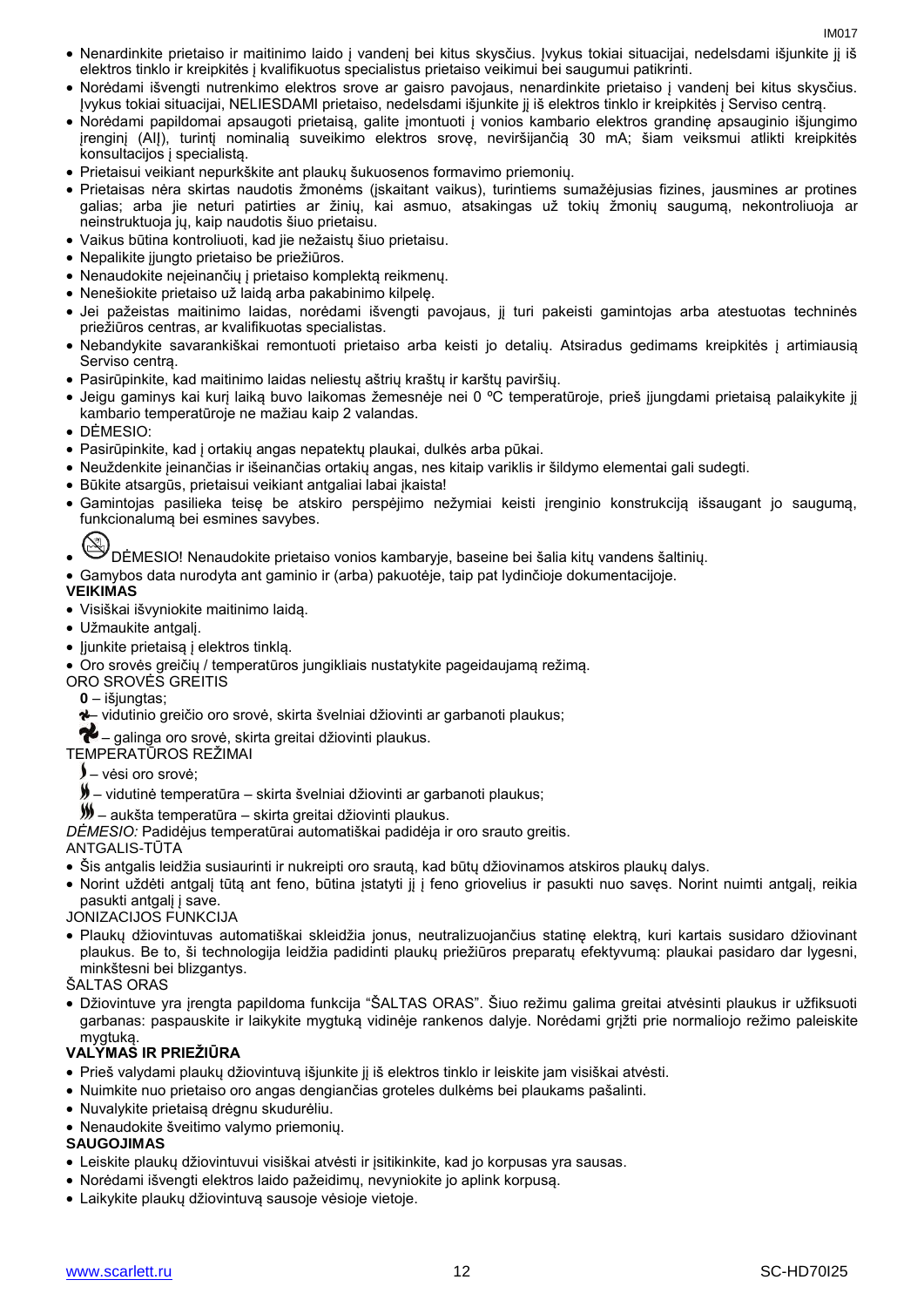- Nenardinkite prietaiso ir maitinimo laido į vandenį bei kitus skysčius. Įvykus tokiai situacijai, nedelsdami išjunkite jį iš elektros tinklo ir kreipkitės į kvalifikuotus specialistus prietaiso veikimui bei saugumui patikrinti.
- Norėdami išvengti nutrenkimo elektros srove ar gaisro pavojaus, nenardinkite prietaiso į vandenį bei kitus skysčius. Įvykus tokiai situacijai, NELIESDAMI prietaiso, nedelsdami išjunkite jį iš elektros tinklo ir kreipkitės į Serviso centrą.
- Norėdami papildomai apsaugoti prietaisą, galite įmontuoti į vonios kambario elektros grandinę apsauginio išjungimo įrenginį (AIĮ), turintį nominalią suveikimo elektros srovę, neviršijančią 30 mA; šiam veiksmui atlikti kreipkitės konsultacijos į specialistą.
- Prietaisui veikiant nepurkškite ant plaukų šukuosenos formavimo priemonių.
- Prietaisas nėra skirtas naudotis žmonėms (įskaitant vaikus), turintiems sumažėjusias fizines, jausmines ar protines galias; arba jie neturi patirties ar žinių, kai asmuo, atsakingas už tokių žmonių saugumą, nekontroliuoja ar neinstruktuoja jų, kaip naudotis šiuo prietaisu.
- Vaikus būtina kontroliuoti, kad jie nežaistų šiuo prietaisu.
- Nepalikite įjungto prietaiso be priežiūros.
- Nenaudokite neįeinančių į prietaiso komplektą reikmenų.
- Nenešiokite prietaiso už laidą arba pakabinimo kilpelę.
- Jei pažeistas maitinimo laidas, norėdami išvengti pavojaus, jį turi pakeisti gamintojas arba atestuotas techninės priežiūros centras, ar kvalifikuotas specialistas.
- Nebandykite savarankiškai remontuoti prietaiso arba keisti jo detalių. Atsiradus gedimams kreipkitės į artimiausią Serviso centrą.
- Pasirūpinkite, kad maitinimo laidas neliestų aštrių kraštų ir karštų paviršių.
- Jeigu gaminys kai kurį laiką buvo laikomas žemesnėje nei 0 ºC temperatūroje, prieš įjungdami prietaisą palaikykite jį kambario temperatūroje ne mažiau kaip 2 valandas.
- DĖMESIO:
- Pasirūpinkite, kad į ortakių angas nepatektų plaukai, dulkės arba pūkai.
- Neuždenkite įeinančias ir išeinančias ortakių angas, nes kitaip variklis ir šildymo elementai gali sudegti.
- Būkite atsargūs, prietaisui veikiant antgaliai labai įkaista!
- Gamintojas pasilieka teisę be atskiro perspėjimo nežymiai keisti įrenginio konstrukciją išsaugant jo saugumą, funkcionalumą bei esmines savybes.
- DĖMESIO! Nenaudokite prietaiso vonios kambaryje, baseine bei šalia kitų vandens šaltinių.
- Gamybos data nurodyta ant gaminio ir (arba) pakuotėje, taip pat lydinčioje dokumentacijoje.

**VEIKIMAS**

- Visiškai išvyniokite maitinimo laidą.
- Užmaukite antgalį.
- Įjunkite prietaisą į elektros tinklą.
- Oro srovės greičių / temperatūros jungikliais nustatykite pageidaujamą režimą.

ORO SROVĖS GREITIS

**0** – išjungtas;

– vidutinio greičio oro srovė, skirta švelniai džiovinti ar garbanoti plaukus;

– galinga oro srovė, skirta greitai džiovinti plaukus.

TEMPERATŪROS REŽIMAI

– vėsi oro srovė;

– vidutinė temperatūra – skirta švelniai džiovinti ar garbanoti plaukus;

– aukšta temperatūra – skirta greitai džiovinti plaukus.

*DĖMESIO:* Padidėjus temperatūrai automatiškai padidėja ir oro srauto greitis.

ANTGALIS-TŪTA

- Šis antgalis leidžia susiaurinti ir nukreipti oro srautą, kad būtų džiovinamos atskiros plaukų dalys.
- Norint uždėti antgalį tūtą ant feno, būtina įstatyti jį į feno griovelius ir pasukti nuo savęs. Norint nuimti antgalį, reikia pasukti antgalį į save.

JONIZACIJOS FUNKCIJA

- Plaukų džiovintuvas automatiškai skleidžia jonus, neutralizuojančius statinę elektrą, kuri kartais susidaro džiovinant plaukus. Be to, ši technologija leidžia padidinti plaukų priežiūros preparatų efektyvumą: plaukai pasidaro dar lygesni, minkštesni bei blizgantys.

ŠALTAS ORAS

- Džiovintuve yra įrengta papildoma funkcija "ŠALTAS ORAS". Šiuo režimu galima greitai atvėsinti plaukus ir užfiksuoti garbanas: paspauskite ir laikykite mygtuką vidinėje rankenos dalyje. Norėdami grįžti prie normaliojo režimo paleiskite mygtuką.

**VALYMAS IR PRIEŽIŪRA**

- Prieš valydami plaukų džiovintuvą išjunkite jį iš elektros tinklo ir leiskite jam visiškai atvėsti.
- Nuimkite nuo prietaiso oro angas dengiančias groteles dulkėms bei plaukams pašalinti.
- Nuvalykite prietaisą drėgnu skudurėliu.
- Nenaudokite šveitimo valymo priemonių.

**SAUGOJIMAS**

- Leiskite plaukų džiovintuvui visiškai atvėsti ir įsitikinkite, kad jo korpusas yra sausas.
- Norėdami išvengti elektros laido pažeidimų, nevyniokite jo aplink korpusą.
- Laikykite plaukų džiovintuvą sausoje vėsioje vietoje.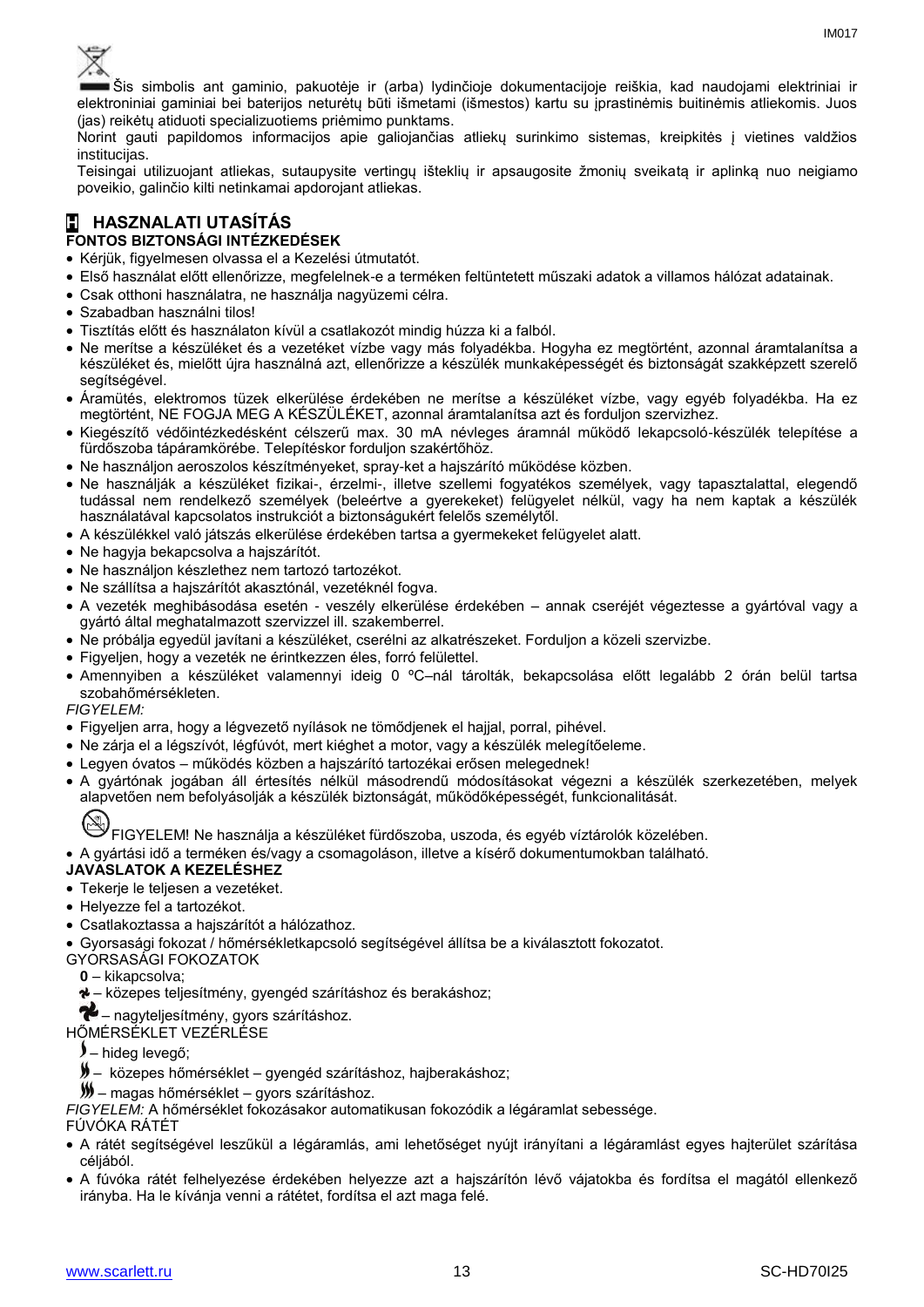Šis simbolis ant gaminio, pakuotėje ir (arba) lydinčioje dokumentacijoje reiškia, kad naudojami elektriniai ir elektroniniai gaminiai bei baterijos neturėtų būti išmetami (išmestos) kartu su įprastinėmis buitinėmis atliekomis. Juos (jas) reikėtų atiduoti specializuotiems priėmimo punktams.

Norint gauti papildomos informacijos apie galiojančias atliekų surinkimo sistemas, kreipkitės į vietines valdžios institucijas.

Teisingai utilizuojant atliekas, sutaupysite vertingų išteklių ir apsaugosite žmonių sveikatą ir aplinką nuo neigiamo poveikio, galinčio kilti netinkamai apdorojant atliekas.

## H HASZNALATI UTASÍTÁS

### FONTOS BIZTONSÁGI INTÉZKEDÉSEK

- Kérjük, figyelmesen olvassa el a Kezelési útmutatót.
- Első használat előtt ellenőrizze, megfelelnek-e a terméken feltüntetett műszaki adatok a villamos hálózat adatainak.
- Csak otthoni használatra, ne használja nagyüzemi célra.
- Szabadban használni tilos!
- Tisztítás előtt és használaton kívül a csatlakozót mindig húzza ki a falból.
- Ne merítse a készüléket és a vezetéket vízbe vagy más folyadékba. Hogyha ez megtörtént, azonnal áramtalanítsa a készüléket és, mielőtt újra használná azt, ellenőrizze a készülék munkaképességét és biztonságát szakképzett szerelő segítségével.
- Áramütés, elektromos tüzek elkerülése érdekében ne merítse a készüléket vízbe, vagy egyéb folyadékba. Ha ez megtörtént, NE FOGJA MEG A KÉSZÜLÉKET, azonnal áramtalanítsa azt és forduljon szervizhez.
- Kiegészítő védőintézkedésként célszerű max. 30 mA névleges áramnál működő lekapcsoló-készülék telepítése a fürdőszoba tápáramkörébe. Telepítéskor forduljon szakértőhöz.
- Ne használjon aeroszolos készítményeket, spray-ket a hajszárító működése közben.
- Ne használják a készüléket fizikai-, érzelmi-, illetve szellemi fogyatékos személyek, vagy tapasztalattal, elegendő tudással nem rendelkező személyek (beleértve a gyerekeket) felügyelet nélkül, vagy ha nem kaptak a készülék használatával kapcsolatos instrukciót a biztonságukért felelős személytől.
- A készülékkel való játszás elkerülése érdekében tartsa a gyermekeket felügyelet alatt.
- Ne hagyja bekapcsolva a hajszárítót.
- Ne használjon készlethez nem tartozó tartozékot.
- Ne szállítsa a hajszárítót akasztótól, vezetéknél fogva.
- A vezeték meghibásodása esetén - veszély elkerülése érdekében – annak cseréjét végeztesse a gyártóval vagy a gyártó által meghatalmazott szervizzel ill. szakemberrel.
- Ne próbálja egyedül javítani a készüléket, cserélni az alkatrészeket. Forduljon a közeli szervizbe.
- Figyeljen, hogy a vezeték ne érintkezzen éles, forró felülettel.
- Amennyiben a készüléket valamennyi ideig 0 ºC–nál tárolták, bekapcsolása előtt legalább 2 órán belül tartsa szobahőmérsékleten.

*FIGYELEM:*

- Figyeljen arra, hogy a légvezető nyílások ne tömődjenek el hajjal, porral, pihével.
- Ne zárja el a légszívót, légfúvót, mert kiéghet a motor, vagy a készülék melegítőeleme.
- Legyen óvatos – működés közben a hajszárító tartozékai erősen melegednek!
- A gyártónak jogában áll értesítés nélkül másodrendű módosításokat végezni a készülék szerkezetében, melyek alapvetően nem befolyásolják a készülék biztonságát, működőképességét, funkcionalitását.

FIGYELEM! Ne használja a készüléket fürdőszoba, uszoda, és egyéb víztárolók közelében.

- A gyártási idő a terméken és/vagy a csomagoláson, illetve a kísérő dokumentumokban található.

### JAVASLATOK A KEZELÉSHEZ

- Tekerje le teljesen a vezetéket.
- Helyezze fel a tartozékot.
- Csatlakoztassa a hajszárítót a hálózathoz.
- Gyorsasági fokozat / hőmérsékletkapcsoló segítségével állítsa be a kiválasztott fokozatot.

GYORSASÁGI FOKOZATOK

**0** – kikapcsolva;

– közepes teljesítmény, gyengéd szárításhoz és berakáshoz;

– nagyteljesítmény, gyors szárításhoz.

HŐMÉRSÉKLET VEZÉRLÉSE

– hideg levegő;

– közepes hőmérséklet – gyengéd szárításhoz, hajberakáshoz;

– magas hőmérséklet – gyors szárításhoz.

*FIGYELEM:* A hőmérséklet fokozásakor automatikusan fokozódik a légáramlat sebessége.

FÚVÓKA RÁTÉT

- A rátét segítségével leszűkül a légáramlás, ami lehetőséget nyújt irányítani a légáramlást egyes hajterület szárítása céljából.
- A fúvóka rátét felhelyezése érdekében helyezze azt a hajszárítón lévő vájatokba és fordítsa el magától ellenkező irányba. Ha le kívánja venni a rátétet, fordítsa el azt maga felé.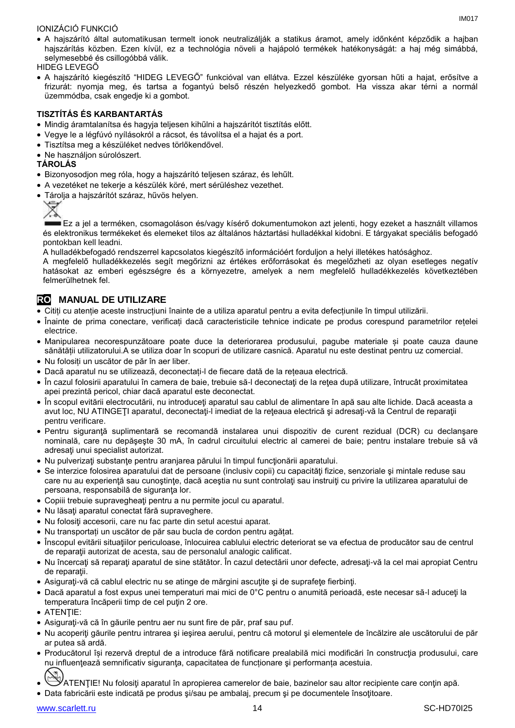IONIZÁCIÓ FUNKCIÓ

- A hajszárító által automatikusan termelt ionok neutralizálják a statikus áramot, amely időnként képződik a hajban hajszárítás közben. Ezen kívül, ez a technológia növeli a hajápoló termékek hatékonyságát: a haj még simábbá, selymesebbé és csillogóbbá válik.

HIDEG LEVEGŐ

- A hajszárító kiegészítő "HIDEG LEVEGŐ" funkcióval van ellátva. Ezzel készüléke gyorsan hűti a hajat, erősítve a frizurát: nyomja meg, és tartsa a fogantyú belső részén helyezkedő gombot. Ha vissza akar térni a normál üzemmódba, csak engedje ki a gombot.

**TISZTÍTÁS ÉS KARBANTARTÁS**

- Mindig áramtalanítsa és hagyja teljesen kihűlni a hajszárítót tisztítás előtt.
- Vegye le a légfúvó nyílásokról a rácsot, és távolítsa el a hajat és a port.
- Tisztítsa meg a készüléket nedves törlőkendővel.
- Ne használjon súrolószert.

**TÁROLÁS**

- Bizonyosodjon meg róla, hogy a hajszárító teljesen száraz, és lehűlt.
- A vezetéket ne tekerje a készülék köré, mert sérüléshez vezethet.
- Tárolja a hajszárítót száraz, hűvös helyen.

Ez a jel a terméken, csomagoláson és/vagy kísérő dokumentumokon azt jelenti, hogy ezeket a használt villamos és elektronikus termékeket és elemeket tilos az általános háztartási hulladékkal kidobni. E tárgyakat speciális befogadó pontokban kell leadni.

A hulladékbefogadó rendszerrel kapcsolatos kiegészítő információért forduljon a helyi illetékes hatósághoz.

A megfelelő hulladékkezelés segít megőrizni az értékes erőforrásokat és megelőzheti az olyan esetleges negatív hatásokat az emberi egészségre és a környezetre, amelyek a nem megfelelő hulladékkezelés következtében felmerülhetnek fel.

## RO MANUAL DE UTILIZARE

- Citiți cu atenție aceste instrucțiuni înainte de a utiliza aparatul pentru a evita defecțiunile în timpul utilizării.
- Înainte de prima conectare, verificați dacă caracteristicile tehnice indicate pe produs corespund parametrilor rețelei electrice.
- Manipularea necorespunzătoare poate duce la deteriorarea produsului, pagube materiale și poate cauza daune sănătății utilizatorului.A se utiliza doar în scopuri de utilizare casnică. Aparatul nu este destinat pentru uz comercial.
- Nu folosiți un uscător de păr în aer liber.
- Dacă aparatul nu se utilizează, deconectați-l de fiecare dată de la rețeaua electrică.
- În cazul folosirii aparatului în camera de baie, trebuie să-l deconectaţi de la reţea după utilizare, întrucât proximitatea apei prezintă pericol, chiar dacă aparatul este deconectat.
- În scopul evitării electrocutării, nu introduceţi aparatul sau cablul de alimentare în apă sau alte lichide. Dacă aceasta a avut loc, NU ATINGEŢI aparatul, deconectaţi-l imediat de la reţeaua electrică şi adresaţi-vă la Centrul de reparaţii pentru verificare.
- Pentru siguranţă suplimentară se recomandă instalarea unui dispozitiv de curent rezidual (DCR) cu declanşare nominală, care nu depăşeşte 30 mA, în cadrul circuitului electric al camerei de baie; pentru instalare trebuie să vă adresaţi unui specialist autorizat.
- Nu pulverizaţi substanţe pentru aranjarea părului în timpul funcţionării aparatului.
- Se interzice folosirea aparatului dat de persoane (inclusiv copii) cu capacităţi fizice, senzoriale şi mintale reduse sau care nu au experienţă sau cunoştinţe, dacă aceştia nu sunt controlaţi sau instruiţi cu privire la utilizarea aparatului de persoana, responsabilă de siguranţa lor.
- Copiii trebuie supravegheaţi pentru a nu permite jocul cu aparatul.
- Nu lăsaţi aparatul conectat fără supraveghere.
- Nu folosiţi accesorii, care nu fac parte din setul acestui aparat.
- Nu transportați un uscător de păr sau bucla de cordon pentru agățat.
- Înscopul evitării situaţiilor periculoase, înlocuirea cablului electric deteriorat se va efectua de producător sau de centrul de reparaţii autorizat de acesta, sau de personalul analogic calificat.
- Nu încercaţi să reparaţi aparatul de sine stătător. În cazul detectării unor defecte, adresaţi-vă la cel mai apropiat Centru de reparaţii.
- Asiguraţi-vă că cablul electric nu se atinge de mărgini ascuţite și de suprafeţe fierbinţi.
- Dacă aparatul a fost expus unei temperaturi mai mici de 0°C pentru o anumită perioadă, este necesar să-l aduceţi la temperatura încăperii timp de cel puţin 2 ore.
- ATENŢIE:
- Asiguraţi-vă că în găurile pentru aer nu sunt fire de păr, praf sau puf.
- Nu acoperiţi găurile pentru intrarea şi ieşirea aerului, pentru că motorul şi elementele de încălzire ale uscătorului de păr ar putea să ardă.
- Producătorul își rezervă dreptul de a introduce fără notificare prealabilă mici modificări în construcţia produsului, care nu influenţează semnificativ siguranţa, capacitatea de funcţionare şi performanţa acestuia.
- ATENŢIE! Nu folosiţi aparatul în apropierea camerelor de baie, bazinelor sau altor recipiente care conţin apă.
- Data fabricării este indicată pe produs şi/sau pe ambalaj, precum şi pe documentele însoţitoare.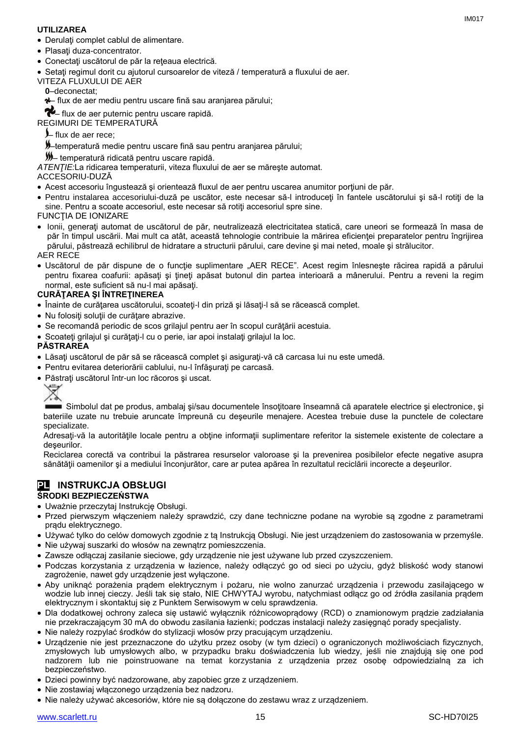**UTILIZAREA**

- Derulaţi complet cablul de alimentare.
- Plasaţi duza-concentrator.
- Conectaţi uscătorul de păr la reţeaua electrică.
- Setaţi regimul dorit cu ajutorul cursoarelor de viteză / temperatură a fluxului de aer.

VITEZA FLUXULUI DE AER

**0**–deconectat;

– flux de aer mediu pentru uscare fină sau aranjarea părului;

– flux de aer puternic pentru uscare rapidă.

REGIMURI DE TEMPERATURĂ

– flux de aer rece;

–temperatură medie pentru uscare fină sau pentru aranjarea părului;

– temperatură ridicată pentru uscare rapidă.

*ATENŢIE:*La ridicarea temperaturii, viteza fluxului de aer se măreşte automat.

ACCESORIU-DUZĂ

- Acest accesoriu îngustează şi orientează fluxul de aer pentru uscarea anumitor porţiuni de păr.
- Pentru instalarea accesoriului-duză pe uscător, este necesar să-l introduceţi în fantele uscătorului şi să-l rotiţi de la sine. Pentru a scoate accesoriul, este necesar să rotiţi accesoriul spre sine.

FUNCŢIA DE IONIZARE

- Ionii, generaţi automat de uscătorul de păr, neutralizează electricitatea statică, care uneori se formează în masa de păr în timpul uscării. Mai mult ca atât, această tehnologie contribuie la mărirea eficienţei preparatelor pentru îngrijirea părului, păstrează echilibrul de hidratare a structurii părului, care devine şi mai neted, moale şi strălucitor.

AER RECE

- Uscătorul de păr dispune de o funcţie suplimentare „AER RECE”. Acest regim înlesneşte răcirea rapidă a părului pentru fixarea coafurii: apăsaţi şi ţineţi apăsat butonul din partea interioară a mânerului. Pentru a reveni la regim normal, este suficient să nu-l mai apăsaţi.

**CURĂŢAREA ŞI ÎNTREŢINEREA**

- Înainte de curăţarea uscătorului, scoateţi-l din priză şi lăsaţi-l să se răcească complet.
- Nu folosiţi soluţii de curăţare abrazive.
- Se recomandă periodic de scos grilajul pentru aer în scopul curăţării acestuia.
- Scoateţi grilajul şi curăţaţi-l cu o perie, iar apoi instalaţi grilajul la loc.

**PĂSTRAREA**

- Lăsaţi uscătorul de păr să se răcească complet şi asiguraţi-vă că carcasa lui nu este umedă.
- Pentru evitarea deteriorării cablului, nu-l înfăşuraţi pe carcasă.
- Păstraţi uscătorul într-un loc răcoros şi uscat.

Simbolul dat pe produs, ambalaj şi/sau documentele însoţitoare înseamnă că aparatele electrice şi electronice, şi bateriile uzate nu trebuie aruncate împreună cu deşeurile menajere. Acestea trebuie duse la punctele de colectare specializate.

Adresaţi-vă la autorităţile locale pentru a obţine informaţii suplimentare referitor la sistemele existente de colectare a deşeurilor.

Reciclarea corectă va contribui la păstrarea resurselor valoroase şi la prevenirea posibilelor efecte negative asupra sănătăţii oamenilor şi a mediului înconjurător, care ar putea apărea în rezultatul reciclării incorecte a deşeurilor.

## PL INSTRUKCJA OBSŁUGI

**ŚRODKI BEZPIECZEŃSTWA**

- Uważnie przeczytaj Instrukcję Obsługi.
- Przed pierwszym włączeniem należy sprawdzić, czy dane techniczne podane na wyrobie są zgodne z parametrami prądu elektrycznego.
- Używać tylko do celów domowych zgodnie z tą Instrukcją Obsługi. Nie jest urządzeniem do zastosowania w przemyśle.
- Nie używaj suszarki do włosów na zewnątrz pomieszczenia.
- Zawsze odłączaj zasilanie sieciowe, gdy urządzenie nie jest używane lub przed czyszczeniem.
- Podczas korzystania z urządzenia w łazience, należy odłączyć go od sieci po użyciu, gdyż bliskość wody stanowi zagrożenie, nawet gdy urządzenie jest wyłączone.
- Aby uniknąć porażenia prądem elektrycznym i pożaru, nie wolno zanurzać urządzenia i przewodu zasilającego w wodzie lub innej cieczy. Jeśli tak się stało, NIE CHWYTAJ wyrobu, natychmiast odłącz go od źródła zasilania prądem elektrycznym i skontaktuj się z Punktem Serwisowym w celu sprawdzenia.
- Dla dodatkowej ochrony zaleca się ustawić wyłącznik różnicowoprądowy (RCD) o znamionowym prądzie zadziałania nie przekraczającym 30 mA do obwodu zasilania łazienki; podczas instalacji należy zasięgnąć porady specjalisty.
- Nie należy rozpylać środków do stylizacji włosów przy pracującym urządzeniu.
- Urządzenie nie jest przeznaczone do użytku przez osoby (w tym dzieci) o ograniczonych możliwościach fizycznych, zmysłowych lub umysłowych albo, w przypadku braku doświadczenia lub wiedzy, jeśli nie znajdują się one pod nadzorem lub nie poinstruowane na temat korzystania z urządzenia przez osobę odpowiedzialną za ich bezpieczeństwo.
- Dzieci powinny być nadzorowane, aby zapobiec grze z urządzeniem.
- Nie zostawiaj włączonego urządzenia bez nadzoru.
- Nie należy używać akcesoriów, które nie są dołączone do zestawu wraz z urządzeniem.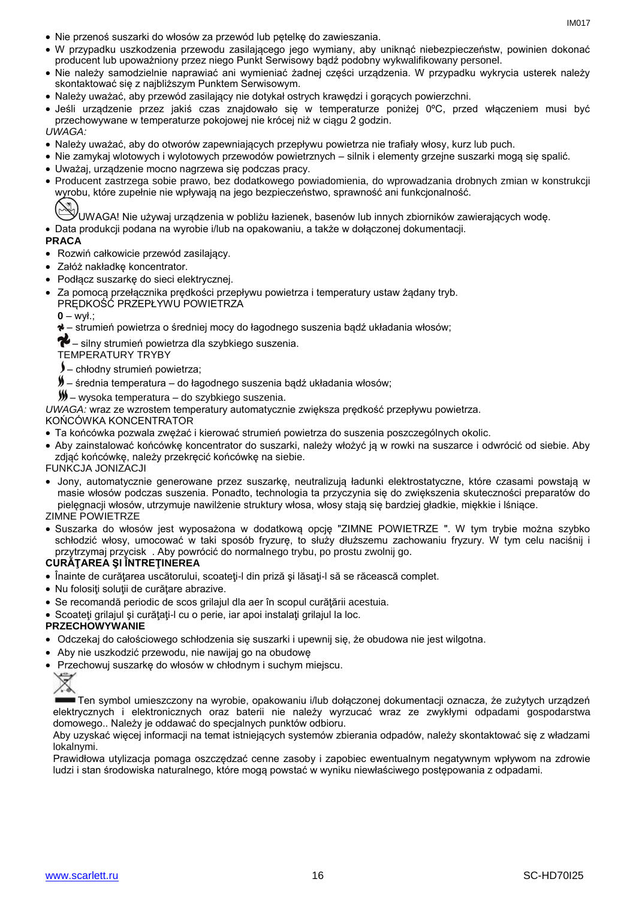- Nie przenoś suszarki do włosów za przewód lub pętelkę do zawieszania.
- W przypadku uszkodzenia przewodu zasilającego jego wymiany, aby uniknąć niebezpieczeństw, powinien dokonać producent lub upoważniony przez niego Punkt Serwisowy bądź podobny wykwalifikowany personel.
- Nie należy samodzielnie naprawiać ani wymieniać żadnej części urządzenia. W przypadku wykrycia usterek należy skontaktować się z najbliższym Punktem Serwisowym.
- Należy uważać, aby przewód zasilający nie dotykał ostrych krawędzi i gorących powierzchni.
- Jeśli urządzenie przez jakiś czas znajdowało się w temperaturze poniżej 0ºC, przed włączeniem musi być przechowywane w temperaturze pokojowej nie krócej niż w ciągu 2 godzin.

*UWAGA:*

- Należy uważać, aby do otworów zapewniających przepływu powietrza nie trafiały włosy, kurz lub puch.
- Nie zamykaj wlotowych i wylotowych przewodów powietrznych – silnik i elementy grzejne suszarki mogą się spalić.
- Uważaj, urządzenie mocno nagrzewa się podczas pracy.
- Producent zastrzega sobie prawo, bez dodatkowego powiadomienia, do wprowadzania drobnych zmian w konstrukcji wyrobu, które zupełnie nie wpływają na jego bezpieczeństwo, sprawność ani funkcjonalność.

UWAGA! Nie używaj urządzenia w pobliżu łazienek, basenów lub innych zbiorników zawierających wodę.

- Data produkcji podana na wyrobie i/lub na opakowaniu, a także w dołączonej dokumentacji.

**PRACA**

- Rozwiń całkowicie przewód zasilający.
- Załóż nakładkę koncentrator.
- Podłącz suszarkę do sieci elektrycznej.
- Za pomocą przełącznika prędkości przepływu powietrza i temperatury ustaw żądany tryb.

PRĘDKOŚĆ PRZEPŁYWU POWIETRZA

**0** – wył.;

– strumień powietrza o średniej mocy do łagodnego suszenia bądź układania włosów;

– silny strumień powietrza dla szybkiego suszenia.

TEMPERATURY TRYBY

– chłodny strumień powietrza;

– średnia temperatura – do łagodnego suszenia bądź układania włosów;

– wysoka temperatura – do szybkiego suszenia.

*UWAGA:* wraz ze wzrostem temperatury automatycznie zwiększa prędkość przepływu powietrza.

KOŃCÓWKA KONCENTRATOR

- Ta końcówka pozwala zwężać i kierować strumień powietrza do suszenia poszczególnych okolic.
- Aby zainstalować końcówkę koncentrator do suszarki, należy włożyć ją w rowki na suszarce i odwrócić od siebie. Aby zdjąć końcówkę, należy przekręcić końcówkę na siebie.

FUNKCJA JONIZACJI

- Jony, automatycznie generowane przez suszarkę, neutralizują ładunki elektrostatyczne, które czasami powstają w masie włosów podczas suszenia. Ponadto, technologia ta przyczynia się do zwiększenia skuteczności preparatów do pielęgnacji włosów, utrzymuje nawilżenie struktury włosa, włosy stają się bardziej gładkie, miękkie i lśniące.

ZIMNE POWIETRZE

- Suszarka do włosów jest wyposażona w dodatkową opcję "ZIMNE POWIETRZE ". W tym trybie można szybko schłodzić włosy, umocować w taki sposób fryzurę, to służy dłuższemu zachowaniu fryzury. W tym celu naciśnij i przytrzymaj przycisk . Aby powrócić do normalnego trybu, po prostu zwolnij go.

**CURĂŢAREA ŞI ÎNTREŢINEREA**

- Înainte de curăţarea uscătorului, scoateţi-l din priză şi lăsaţi-l să se răcească complet.
- Nu folosiţi soluţii de curăţare abrazive.
- Se recomandă periodic de scos grilajul dla aer în scopul curăţării acestuia.
- Scoateţi grilajul şi curăţaţi-l cu o perie, iar apoi instalaţi grilajul la loc.

**PRZECHOWYWANIE**

- Odczekaj do całościowego schłodzenia się suszarki i upewnij się, że obudowa nie jest wilgotna.
- Aby nie uszkodzić przewodu, nie nawijaj go na obudowę
- Przechowuj suszarkę do włosów w chłodnym i suchym miejscu.

Ten symbol umieszczony na wyrobie, opakowaniu i/lub dołączonej dokumentacji oznacza, że zużytych urządzeń elektrycznych i elektronicznych oraz baterii nie należy wyrzucać wraz ze zwykłymi odpadami gospodarstwa domowego.. Należy je oddawać do specjalnych punktów odbioru.

Aby uzyskać więcej informacji na temat istniejących systemów zbierania odpadów, należy skontaktować się z władzami lokalnymi.

Prawidłowa utylizacja pomaga oszczędzać cenne zasoby i zapobiec ewentualnym negatywnym wpływom na zdrowie ludzi i stan środowiska naturalnego, które mogą powstać w wyniku niewłaściwego postępowania z odpadami.